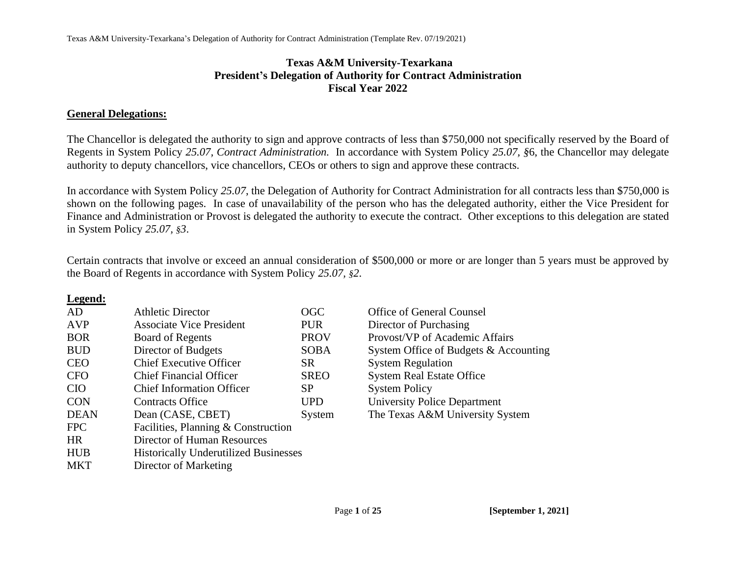# Texas A&M University-Texarkana
## President's Delegation of Authority for Contract Administration
## Fiscal Year 2022

**General Delegations:**

The Chancellor is delegated the authority to sign and approve contracts of less than $750,000 not specifically reserved by the Board of Regents in System Policy *25.07, Contract Administration.* In accordance with System Policy *25.07, §*6, the Chancellor may delegate authority to deputy chancellors, vice chancellors, CEOs or others to sign and approve these contracts.

In accordance with System Policy *25.07*, the Delegation of Authority for Contract Administration for all contracts less than $750,000 is shown on the following pages. In case of unavailability of the person who has the delegated authority, either the Vice President for Finance and Administration or Provost is delegated the authority to execute the contract. Other exceptions to this delegation are stated in System Policy *25.07, §3*.

Certain contracts that involve or exceed an annual consideration of $500,000 or more or are longer than 5 years must be approved by the Board of Regents in accordance with System Policy *25.07, §2*.

**Legend:**

| | | | |
|---|---|---|---|
| AD | Athletic Director | OGC | Office of General Counsel |
| AVP | Associate Vice President | PUR | Director of Purchasing |
| BOR | Board of Regents | PROV | Provost/VP of Academic Affairs |
| BUD | Director of Budgets | SOBA | System Office of Budgets & Accounting |
| CEO | Chief Executive Officer | SR | System Regulation |
| CFO | Chief Financial Officer | SREO | System Real Estate Office |
| CIO | Chief Information Officer | SP | System Policy |
| CON | Contracts Office | UPD | University Police Department |
| DEAN | Dean (CASE, CBET) | System | The Texas A&M University System |
| FPC | Facilities, Planning & Construction | | |
| HR | Director of Human Resources | | |
| HUB | Historically Underutilized Businesses | | |
| MKT | Director of Marketing | | |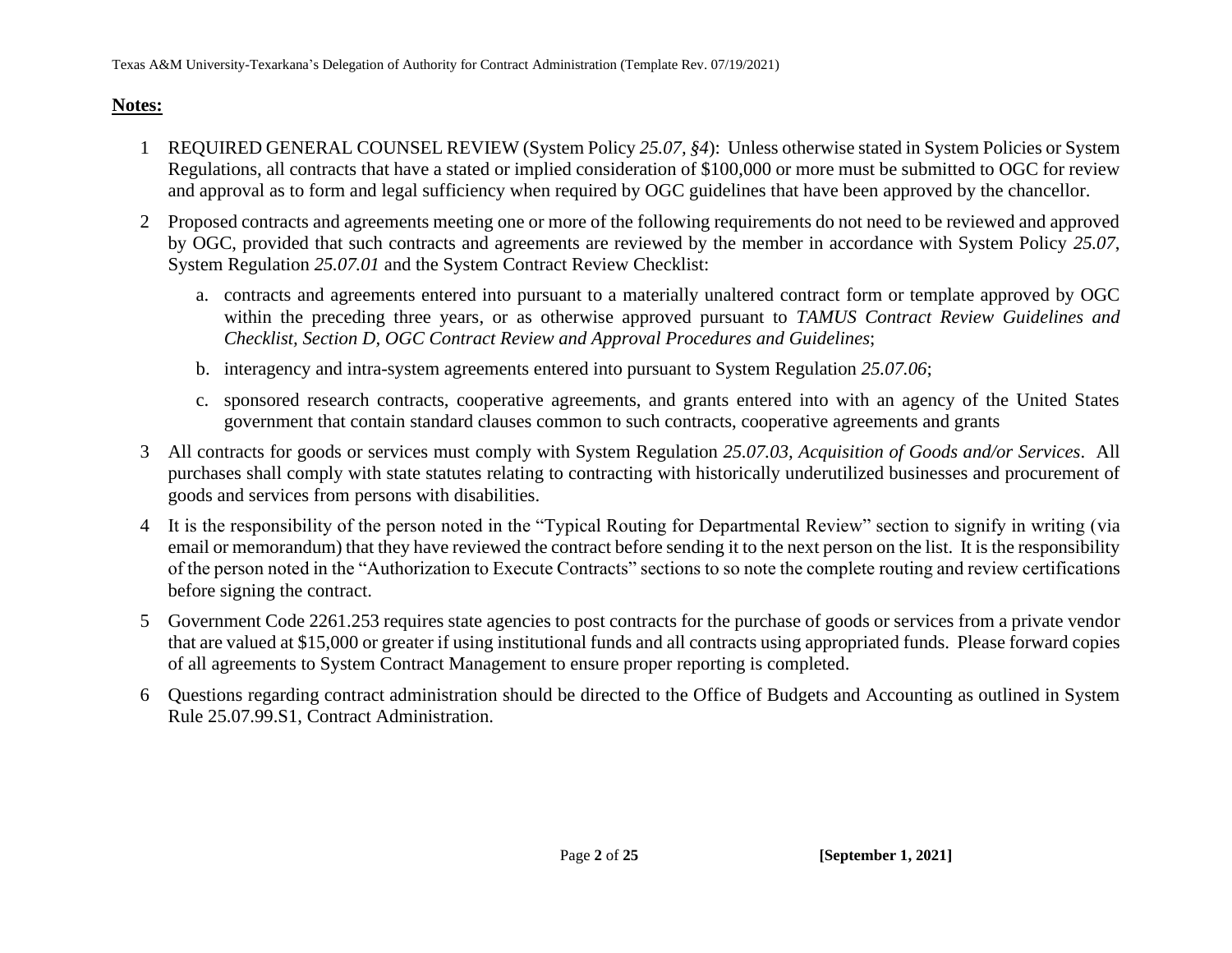**Notes:**

1. REQUIRED GENERAL COUNSEL REVIEW (System Policy *25.07, §4*): Unless otherwise stated in System Policies or System Regulations, all contracts that have a stated or implied consideration of $100,000 or more must be submitted to OGC for review and approval as to form and legal sufficiency when required by OGC guidelines that have been approved by the chancellor.

2. Proposed contracts and agreements meeting one or more of the following requirements do not need to be reviewed and approved by OGC, provided that such contracts and agreements are reviewed by the member in accordance with System Policy *25.07*, System Regulation *25.07.01* and the System Contract Review Checklist:

   a. contracts and agreements entered into pursuant to a materially unaltered contract form or template approved by OGC within the preceding three years, or as otherwise approved pursuant to *TAMUS Contract Review Guidelines and Checklist, Section D, OGC Contract Review and Approval Procedures and Guidelines*;

   b. interagency and intra-system agreements entered into pursuant to System Regulation *25.07.06*;

   c. sponsored research contracts, cooperative agreements, and grants entered into with an agency of the United States government that contain standard clauses common to such contracts, cooperative agreements and grants

3. All contracts for goods or services must comply with System Regulation *25.07.03, Acquisition of Goods and/or Services*. All purchases shall comply with state statutes relating to contracting with historically underutilized businesses and procurement of goods and services from persons with disabilities.

4. It is the responsibility of the person noted in the "Typical Routing for Departmental Review" section to signify in writing (via email or memorandum) that they have reviewed the contract before sending it to the next person on the list. It is the responsibility of the person noted in the "Authorization to Execute Contracts" sections to so note the complete routing and review certifications before signing the contract.

5. Government Code 2261.253 requires state agencies to post contracts for the purchase of goods or services from a private vendor that are valued at $15,000 or greater if using institutional funds and all contracts using appropriated funds. Please forward copies of all agreements to System Contract Management to ensure proper reporting is completed.

6. Questions regarding contract administration should be directed to the Office of Budgets and Accounting as outlined in System Rule 25.07.99.S1, Contract Administration.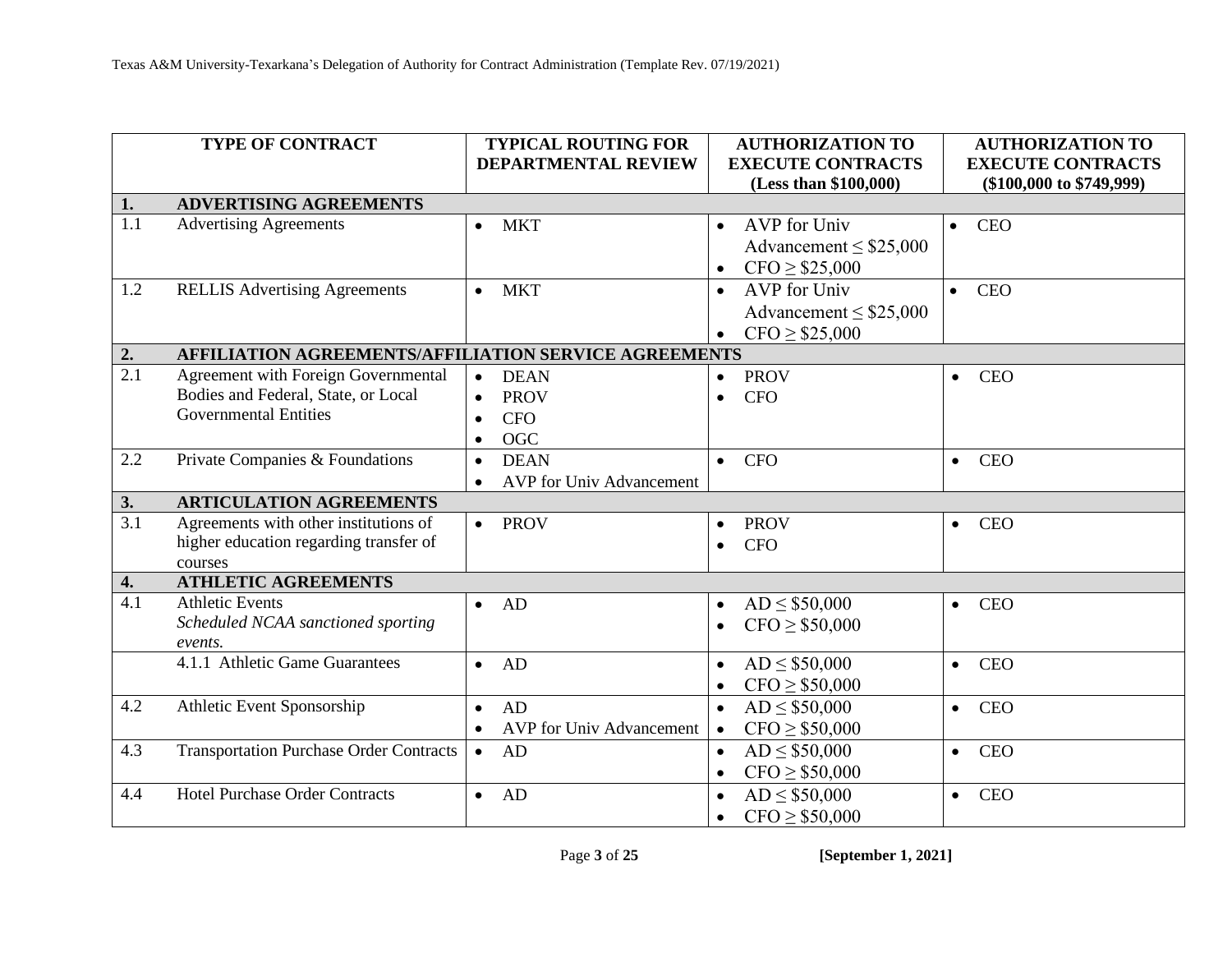| TYPE OF CONTRACT | | TYPICAL ROUTING FOR DEPARTMENTAL REVIEW | AUTHORIZATION TO EXECUTE CONTRACTS (Less than $100,000) | AUTHORIZATION TO EXECUTE CONTRACTS ($100,000 to $749,999) |
|---|---|---|---|---|
| **1.** | **ADVERTISING AGREEMENTS** | | | |
| 1.1 | Advertising Agreements | • MKT | • AVP for Univ Advancement ≤ $25,000<br>• CFO ≥ $25,000 | • CEO |
| 1.2 | RELLIS Advertising Agreements | • MKT | • AVP for Univ Advancement ≤ $25,000<br>• CFO ≥ $25,000 | • CEO |
| **2.** | **AFFILIATION AGREEMENTS/AFFILIATION SERVICE AGREEMENTS** | | | |
| 2.1 | Agreement with Foreign Governmental Bodies and Federal, State, or Local Governmental Entities | • DEAN<br>• PROV<br>• CFO<br>• OGC | • PROV<br>• CFO | • CEO |
| 2.2 | Private Companies & Foundations | • DEAN<br>• AVP for Univ Advancement | • CFO | • CEO |
| **3.** | **ARTICULATION AGREEMENTS** | | | |
| 3.1 | Agreements with other institutions of higher education regarding transfer of courses | • PROV | • PROV<br>• CFO | • CEO |
| **4.** | **ATHLETIC AGREEMENTS** | | | |
| 4.1 | Athletic Events<br>*Scheduled NCAA sanctioned sporting events.* | • AD | • AD ≤ $50,000<br>• CFO ≥ $50,000 | • CEO |
| | 4.1.1 Athletic Game Guarantees | • AD | • AD ≤ $50,000<br>• CFO ≥ $50,000 | • CEO |
| 4.2 | Athletic Event Sponsorship | • AD<br>• AVP for Univ Advancement | • AD ≤ $50,000<br>• CFO ≥ $50,000 | • CEO |
| 4.3 | Transportation Purchase Order Contracts | • AD | • AD ≤ $50,000<br>• CFO ≥ $50,000 | • CEO |
| 4.4 | Hotel Purchase Order Contracts | • AD | • AD ≤ $50,000<br>• CFO ≥ $50,000 | • CEO |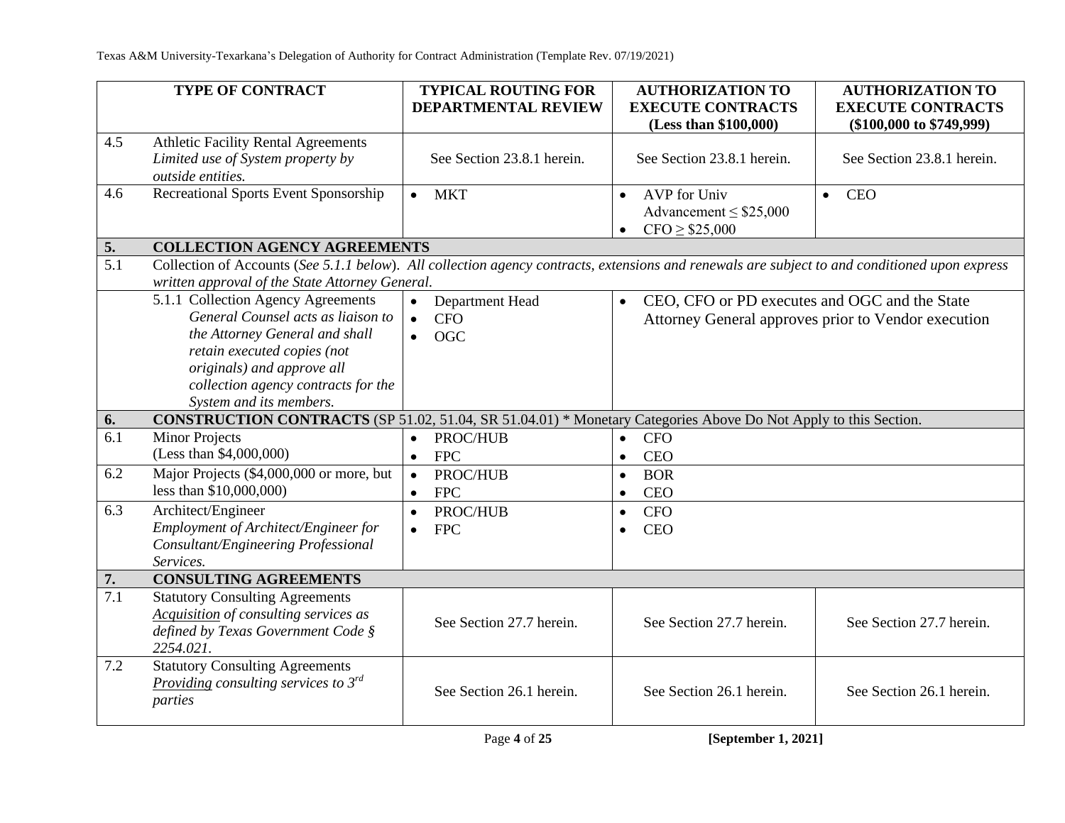| TYPE OF CONTRACT | | TYPICAL ROUTING FOR DEPARTMENTAL REVIEW | AUTHORIZATION TO EXECUTE CONTRACTS (Less than $100,000) | AUTHORIZATION TO EXECUTE CONTRACTS ($100,000 to $749,999) |
|---|---|---|---|---|
| 4.5 | Athletic Facility Rental Agreements *Limited use of System property by outside entities.* | See Section 23.8.1 herein. | See Section 23.8.1 herein. | See Section 23.8.1 herein. |
| 4.6 | Recreational Sports Event Sponsorship | • MKT | • AVP for Univ Advancement ≤ $25,000<br>• CFO ≥ $25,000 | • CEO |
| **5.** | **COLLECTION AGENCY AGREEMENTS** | | | |
| 5.1 | Collection of Accounts (*See 5.1.1 below*). *All collection agency contracts, extensions and renewals are subject to and conditioned upon express written approval of the State Attorney General.* | | | |
| | 5.1.1 Collection Agency Agreements *General Counsel acts as liaison to the Attorney General and shall retain executed copies (not originals) and approve all collection agency contracts for the System and its members.* | • Department Head<br>• CFO<br>• OGC | • CEO, CFO or PD executes and OGC and the State Attorney General approves prior to Vendor execution | |
| **6.** | **CONSTRUCTION CONTRACTS** (SP 51.02, 51.04, SR 51.04.01) * Monetary Categories Above Do Not Apply to this Section. | | | |
| 6.1 | Minor Projects (Less than $4,000,000) | • PROC/HUB<br>• FPC | • CFO<br>• CEO | |
| 6.2 | Major Projects ($4,000,000 or more, but less than $10,000,000) | • PROC/HUB<br>• FPC | • BOR<br>• CEO | |
| 6.3 | Architect/Engineer *Employment of Architect/Engineer for Consultant/Engineering Professional Services.* | • PROC/HUB<br>• FPC | • CFO<br>• CEO | |
| **7.** | **CONSULTING AGREEMENTS** | | | |
| 7.1 | Statutory Consulting Agreements *Acquisition of consulting services as defined by Texas Government Code § 2254.021.* | See Section 27.7 herein. | See Section 27.7 herein. | See Section 27.7 herein. |
| 7.2 | Statutory Consulting Agreements *Providing consulting services to 3rd parties* | See Section 26.1 herein. | See Section 26.1 herein. | See Section 26.1 herein. |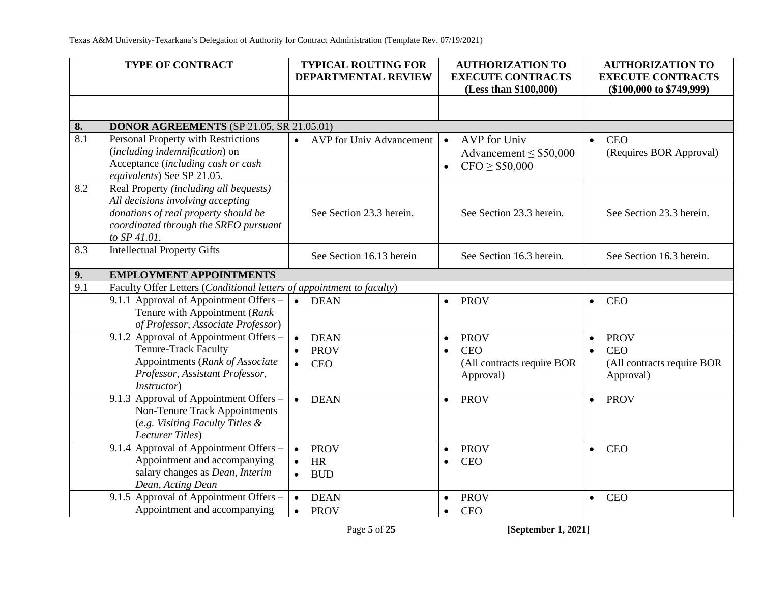| TYPE OF CONTRACT | | TYPICAL ROUTING FOR DEPARTMENTAL REVIEW | AUTHORIZATION TO EXECUTE CONTRACTS (Less than $100,000) | AUTHORIZATION TO EXECUTE CONTRACTS ($100,000 to $749,999) |
|---|---|---|---|---|
| | | | | |
| **8.** | **DONOR AGREEMENTS** (SP 21.05, SR 21.05.01) | | | |
| 8.1 | Personal Property with Restrictions (*including indemnification*) on Acceptance (*including cash or cash equivalents*) See SP 21.05. | • AVP for Univ Advancement | • AVP for Univ Advancement ≤ $50,000<br>• CFO ≥ $50,000 | • CEO (Requires BOR Approval) |
| 8.2 | Real Property *(including all bequests) All decisions involving accepting donations of real property should be coordinated through the SREO pursuant to SP 41.01.* | See Section 23.3 herein. | See Section 23.3 herein. | See Section 23.3 herein. |
| 8.3 | Intellectual Property Gifts | See Section 16.13 herein | See Section 16.3 herein. | See Section 16.3 herein. |
| **9.** | **EMPLOYMENT APPOINTMENTS** | | | |
| 9.1 | Faculty Offer Letters (*Conditional letters of appointment to faculty*) | | | |
| | 9.1.1 Approval of Appointment Offers – Tenure with Appointment (*Rank of Professor, Associate Professor*) | • DEAN | • PROV | • CEO |
| | 9.1.2 Approval of Appointment Offers – Tenure-Track Faculty Appointments (*Rank of Associate Professor, Assistant Professor, Instructor*) | • DEAN<br>• PROV<br>• CEO | • PROV<br>• CEO<br>(All contracts require BOR Approval) | • PROV<br>• CEO<br>(All contracts require BOR Approval) |
| | 9.1.3 Approval of Appointment Offers – Non-Tenure Track Appointments (*e.g. Visiting Faculty Titles & Lecturer Titles*) | • DEAN | • PROV | • PROV |
| | 9.1.4 Approval of Appointment Offers – Appointment and accompanying salary changes as *Dean, Interim Dean, Acting Dean* | • PROV<br>• HR<br>• BUD | • PROV<br>• CEO | • CEO |
| | 9.1.5 Approval of Appointment Offers – Appointment and accompanying | • DEAN<br>• PROV | • PROV<br>• CEO | • CEO |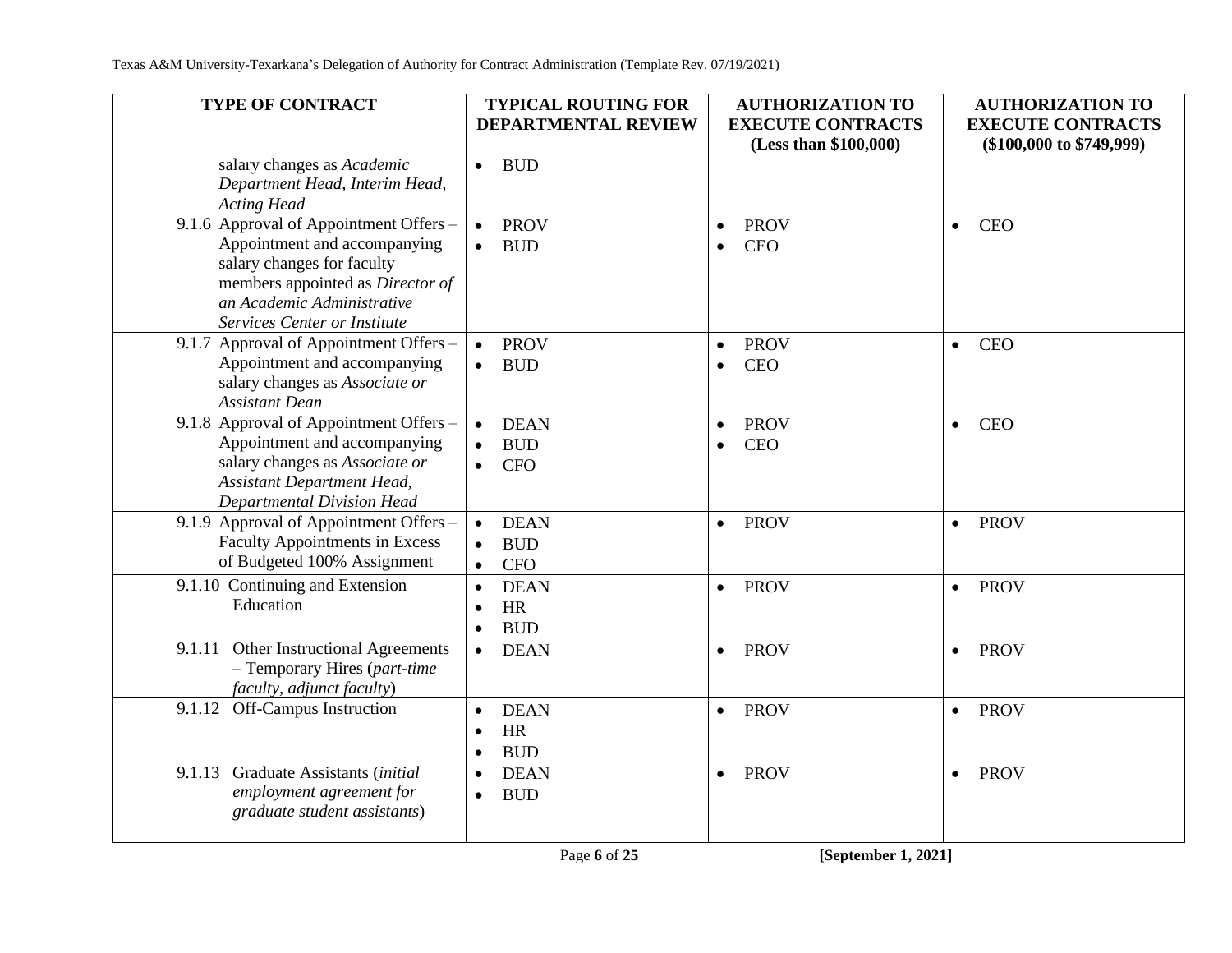| TYPE OF CONTRACT | TYPICAL ROUTING FOR DEPARTMENTAL REVIEW | AUTHORIZATION TO EXECUTE CONTRACTS (Less than $100,000) | AUTHORIZATION TO EXECUTE CONTRACTS ($100,000 to $749,999) |
|---|---|---|---|
| salary changes as *Academic Department Head, Interim Head, Acting Head* | • BUD | | |
| 9.1.6 Approval of Appointment Offers – Appointment and accompanying salary changes for faculty members appointed as *Director of an Academic Administrative Services Center or Institute* | • PROV<br>• BUD | • PROV<br>• CEO | • CEO |
| 9.1.7 Approval of Appointment Offers – Appointment and accompanying salary changes as *Associate or Assistant Dean* | • PROV<br>• BUD | • PROV<br>• CEO | • CEO |
| 9.1.8 Approval of Appointment Offers – Appointment and accompanying salary changes as *Associate or Assistant Department Head, Departmental Division Head* | • DEAN<br>• BUD<br>• CFO | • PROV<br>• CEO | • CEO |
| 9.1.9 Approval of Appointment Offers – Faculty Appointments in Excess of Budgeted 100% Assignment | • DEAN<br>• BUD<br>• CFO | • PROV | • PROV |
| 9.1.10 Continuing and Extension Education | • DEAN<br>• HR<br>• BUD | • PROV | • PROV |
| 9.1.11 Other Instructional Agreements – Temporary Hires (*part-time faculty, adjunct faculty*) | • DEAN | • PROV | • PROV |
| 9.1.12 Off-Campus Instruction | • DEAN<br>• HR<br>• BUD | • PROV | • PROV |
| 9.1.13 Graduate Assistants (*initial employment agreement for graduate student assistants*) | • DEAN<br>• BUD | • PROV | • PROV |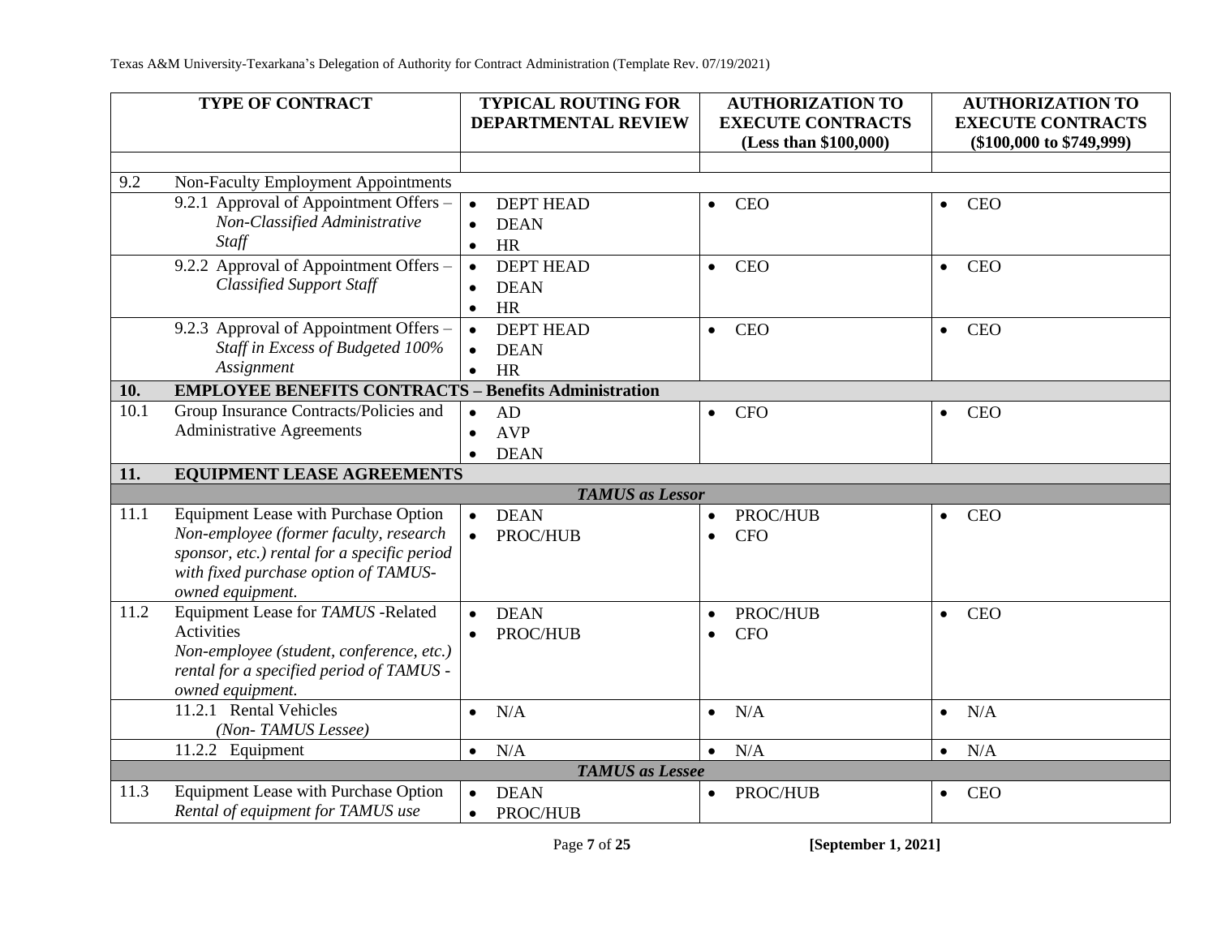| TYPE OF CONTRACT | | TYPICAL ROUTING FOR DEPARTMENTAL REVIEW | AUTHORIZATION TO EXECUTE CONTRACTS (Less than $100,000) | AUTHORIZATION TO EXECUTE CONTRACTS ($100,000 to $749,999) |
|---|---|---|---|---|
| | | | | |
| 9.2 | Non-Faculty Employment Appointments | | | |
| | 9.2.1 Approval of Appointment Offers – *Non-Classified Administrative Staff* | • DEPT HEAD<br>• DEAN<br>• HR | • CEO | • CEO |
| | 9.2.2 Approval of Appointment Offers – *Classified Support Staff* | • DEPT HEAD<br>• DEAN<br>• HR | • CEO | • CEO |
| | 9.2.3 Approval of Appointment Offers – *Staff in Excess of Budgeted 100% Assignment* | • DEPT HEAD<br>• DEAN<br>• HR | • CEO | • CEO |
| **10.** | **EMPLOYEE BENEFITS CONTRACTS – Benefits Administration** | | | |
| 10.1 | Group Insurance Contracts/Policies and Administrative Agreements | • AD<br>• AVP<br>• DEAN | • CFO | • CEO |
| **11.** | **EQUIPMENT LEASE AGREEMENTS** | | | |
| | | ***TAMUS as Lessor*** | | |
| 11.1 | Equipment Lease with Purchase Option *Non-employee (former faculty, research sponsor, etc.) rental for a specific period with fixed purchase option of TAMUS-owned equipment.* | • DEAN<br>• PROC/HUB | • PROC/HUB<br>• CFO | • CEO |
| 11.2 | Equipment Lease for *TAMUS* -Related Activities *Non-employee (student, conference, etc.) rental for a specified period of TAMUS -owned equipment.* | • DEAN<br>• PROC/HUB | • PROC/HUB<br>• CFO | • CEO |
| | 11.2.1 Rental Vehicles *(Non- TAMUS Lessee)* | • N/A | • N/A | • N/A |
| | 11.2.2 Equipment | • N/A | • N/A | • N/A |
| | | ***TAMUS as Lessee*** | | |
| 11.3 | Equipment Lease with Purchase Option *Rental of equipment for TAMUS use* | • DEAN<br>• PROC/HUB | • PROC/HUB | • CEO |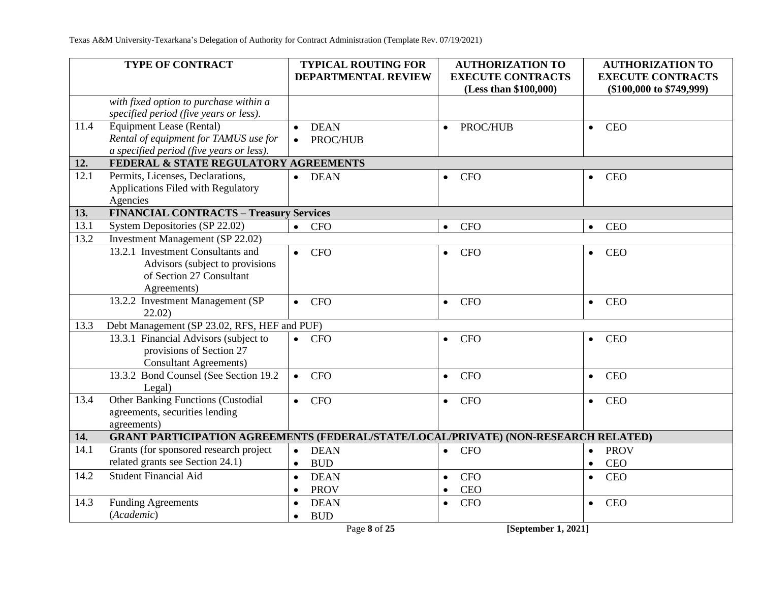| TYPE OF CONTRACT | | TYPICAL ROUTING FOR DEPARTMENTAL REVIEW | AUTHORIZATION TO EXECUTE CONTRACTS (Less than $100,000) | AUTHORIZATION TO EXECUTE CONTRACTS ($100,000 to $749,999) |
|---|---|---|---|---|
| | *with fixed option to purchase within a specified period (five years or less).* | | | |
| 11.4 | Equipment Lease (Rental) *Rental of equipment for TAMUS use for a specified period (five years or less).* | • DEAN<br>• PROC/HUB | • PROC/HUB | • CEO |
| **12.** | **FEDERAL & STATE REGULATORY AGREEMENTS** | | | |
| 12.1 | Permits, Licenses, Declarations, Applications Filed with Regulatory Agencies | • DEAN | • CFO | • CEO |
| **13.** | **FINANCIAL CONTRACTS – Treasury Services** | | | |
| 13.1 | System Depositories (SP 22.02) | • CFO | • CFO | • CEO |
| 13.2 | Investment Management (SP 22.02) | | | |
| | 13.2.1 Investment Consultants and Advisors (subject to provisions of Section 27 Consultant Agreements) | • CFO | • CFO | • CEO |
| | 13.2.2 Investment Management (SP 22.02) | • CFO | • CFO | • CEO |
| 13.3 | Debt Management (SP 23.02, RFS, HEF and PUF) | | | |
| | 13.3.1 Financial Advisors (subject to provisions of Section 27 Consultant Agreements) | • CFO | • CFO | • CEO |
| | 13.3.2 Bond Counsel (See Section 19.2 Legal) | • CFO | • CFO | • CEO |
| 13.4 | Other Banking Functions (Custodial agreements, securities lending agreements) | • CFO | • CFO | • CEO |
| **14.** | **GRANT PARTICIPATION AGREEMENTS (FEDERAL/STATE/LOCAL/PRIVATE) (NON-RESEARCH RELATED)** | | | |
| 14.1 | Grants (for sponsored research project related grants see Section 24.1) | • DEAN<br>• BUD | • CFO | • PROV<br>• CEO |
| 14.2 | Student Financial Aid | • DEAN<br>• PROV | • CFO<br>• CEO | • CEO |
| 14.3 | Funding Agreements (*Academic*) | • DEAN<br>• BUD | • CFO | • CEO |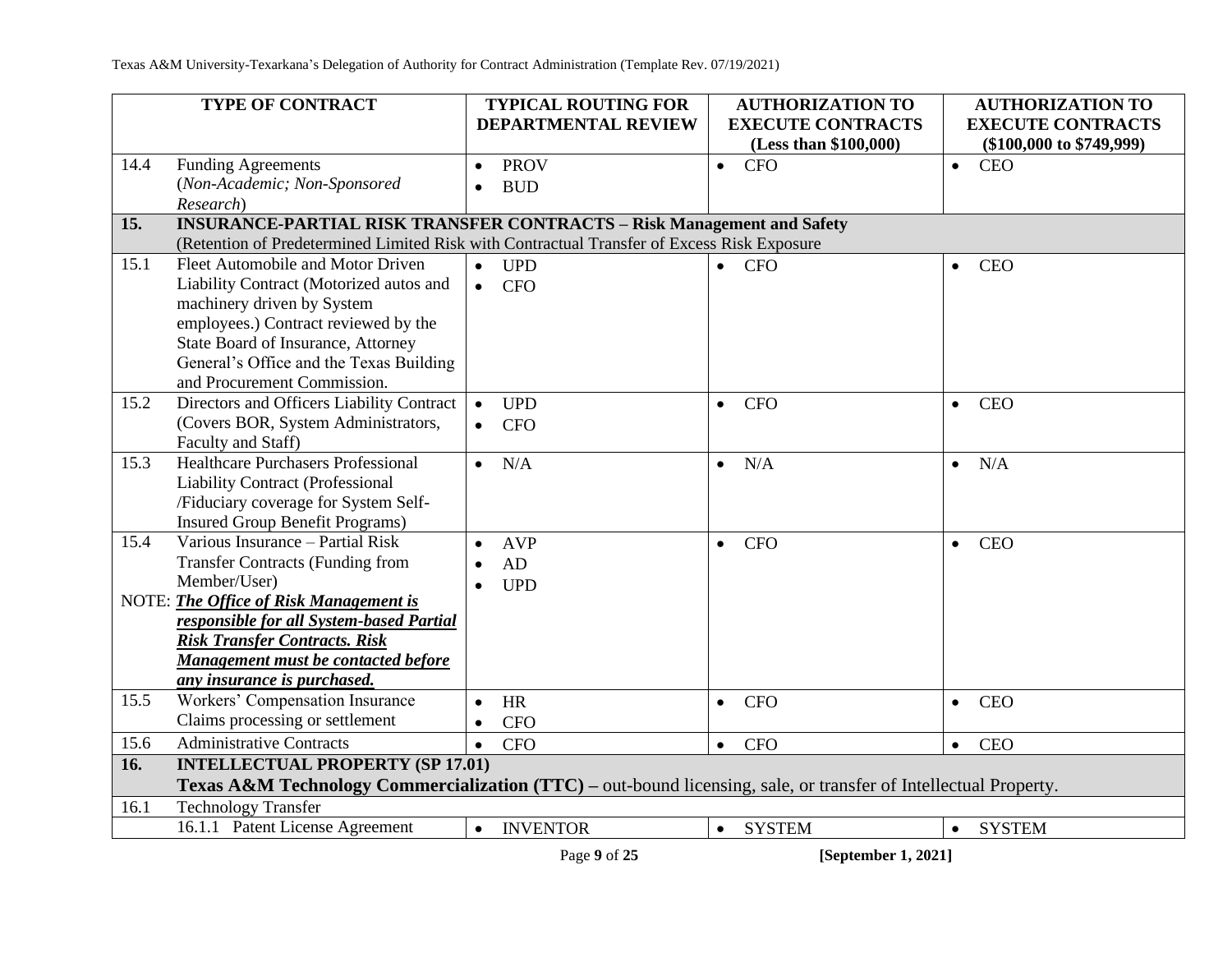| TYPE OF CONTRACT | | TYPICAL ROUTING FOR DEPARTMENTAL REVIEW | AUTHORIZATION TO EXECUTE CONTRACTS (Less than $100,000) | AUTHORIZATION TO EXECUTE CONTRACTS ($100,000 to $749,999) |
|---|---|---|---|---|
| 14.4 | Funding Agreements (*Non-Academic; Non-Sponsored Research*) | • PROV<br>• BUD | • CFO | • CEO |
| **15.** | **INSURANCE-PARTIAL RISK TRANSFER CONTRACTS – Risk Management and Safety**<br>(Retention of Predetermined Limited Risk with Contractual Transfer of Excess Risk Exposure | | | |
| 15.1 | Fleet Automobile and Motor Driven Liability Contract (Motorized autos and machinery driven by System employees.) Contract reviewed by the State Board of Insurance, Attorney General's Office and the Texas Building and Procurement Commission. | • UPD<br>• CFO | • CFO | • CEO |
| 15.2 | Directors and Officers Liability Contract (Covers BOR, System Administrators, Faculty and Staff) | • UPD<br>• CFO | • CFO | • CEO |
| 15.3 | Healthcare Purchasers Professional Liability Contract (Professional /Fiduciary coverage for System Self-Insured Group Benefit Programs) | • N/A | • N/A | • N/A |
| 15.4 | Various Insurance – Partial Risk Transfer Contracts (Funding from Member/User)<br>NOTE: ***The Office of Risk Management is responsible for all System-based Partial Risk Transfer Contracts. Risk Management must be contacted before any insurance is purchased.*** | • AVP<br>• AD<br>• UPD | • CFO | • CEO |
| 15.5 | Workers' Compensation Insurance Claims processing or settlement | • HR<br>• CFO | • CFO | • CEO |
| 15.6 | Administrative Contracts | • CFO | • CFO | • CEO |
| **16.** | **INTELLECTUAL PROPERTY (SP 17.01)**<br>**Texas A&M Technology Commercialization (TTC) –** out-bound licensing, sale, or transfer of Intellectual Property. | | | |
| 16.1 | Technology Transfer | | | |
| | 16.1.1 Patent License Agreement | • INVENTOR | • SYSTEM | • SYSTEM |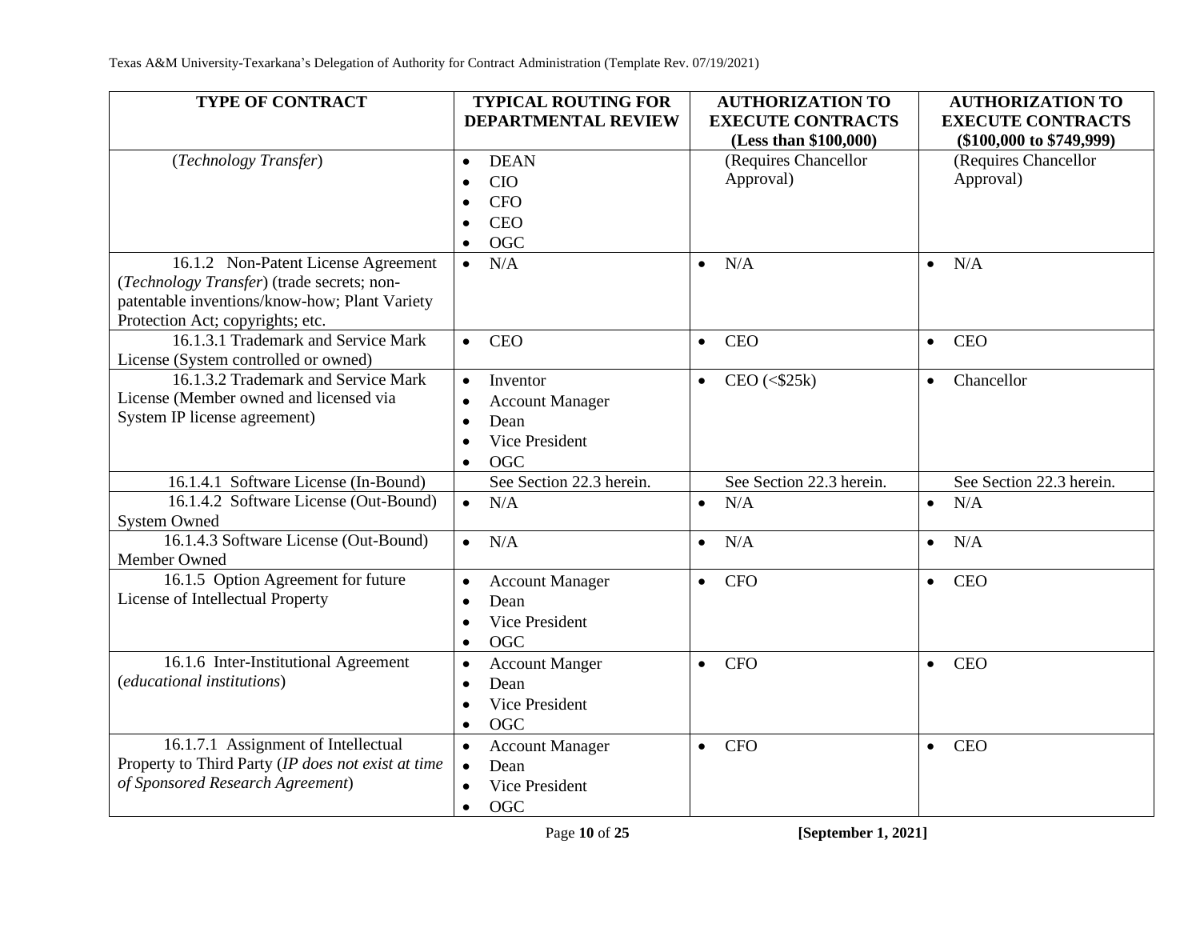| TYPE OF CONTRACT | TYPICAL ROUTING FOR DEPARTMENTAL REVIEW | AUTHORIZATION TO EXECUTE CONTRACTS (Less than $100,000) | AUTHORIZATION TO EXECUTE CONTRACTS ($100,000 to $749,999) |
|---|---|---|---|
| (*Technology Transfer*) | • DEAN<br>• CIO<br>• CFO<br>• CEO<br>• OGC | (Requires Chancellor Approval) | (Requires Chancellor Approval) |
| 16.1.2 Non-Patent License Agreement (*Technology Transfer*) (trade secrets; non-patentable inventions/know-how; Plant Variety Protection Act; copyrights; etc. | • N/A | • N/A | • N/A |
| 16.1.3.1 Trademark and Service Mark License (System controlled or owned) | • CEO | • CEO | • CEO |
| 16.1.3.2 Trademark and Service Mark License (Member owned and licensed via System IP license agreement) | • Inventor<br>• Account Manager<br>• Dean<br>• Vice President<br>• OGC | • CEO (<$25k) | • Chancellor |
| 16.1.4.1 Software License (In-Bound) | See Section 22.3 herein. | See Section 22.3 herein. | See Section 22.3 herein. |
| 16.1.4.2 Software License (Out-Bound) System Owned | • N/A | • N/A | • N/A |
| 16.1.4.3 Software License (Out-Bound) Member Owned | • N/A | • N/A | • N/A |
| 16.1.5 Option Agreement for future License of Intellectual Property | • Account Manager<br>• Dean<br>• Vice President<br>• OGC | • CFO | • CEO |
| 16.1.6 Inter-Institutional Agreement (*educational institutions*) | • Account Manger<br>• Dean<br>• Vice President<br>• OGC | • CFO | • CEO |
| 16.1.7.1 Assignment of Intellectual Property to Third Party (*IP does not exist at time of Sponsored Research Agreement*) | • Account Manager<br>• Dean<br>• Vice President<br>• OGC | • CFO | • CEO |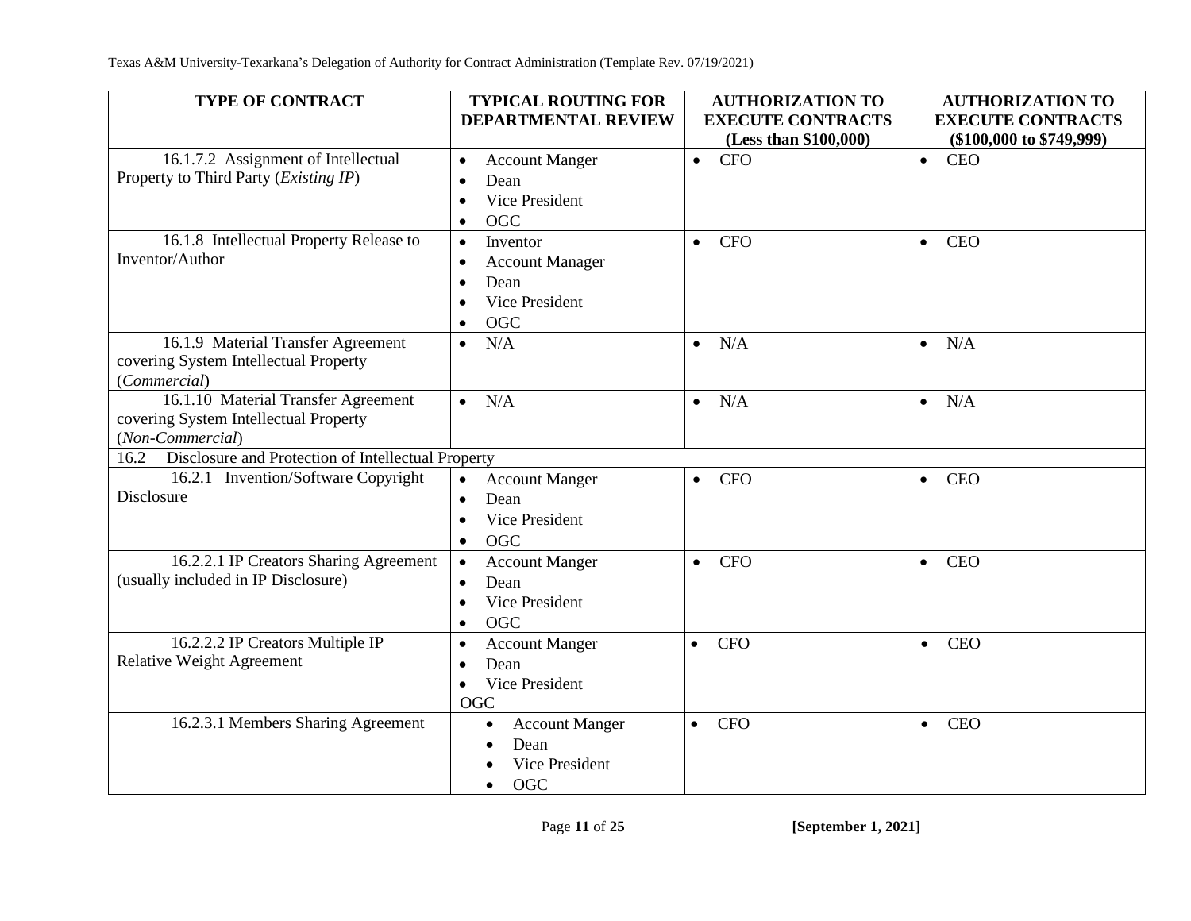| TYPE OF CONTRACT | TYPICAL ROUTING FOR DEPARTMENTAL REVIEW | AUTHORIZATION TO EXECUTE CONTRACTS (Less than $100,000) | AUTHORIZATION TO EXECUTE CONTRACTS ($100,000 to $749,999) |
|---|---|---|---|
| 16.1.7.2 Assignment of Intellectual Property to Third Party (*Existing IP*) | • Account Manger<br>• Dean<br>• Vice President<br>• OGC | • CFO | • CEO |
| 16.1.8 Intellectual Property Release to Inventor/Author | • Inventor<br>• Account Manager<br>• Dean<br>• Vice President<br>• OGC | • CFO | • CEO |
| 16.1.9 Material Transfer Agreement covering System Intellectual Property (*Commercial*) | • N/A | • N/A | • N/A |
| 16.1.10 Material Transfer Agreement covering System Intellectual Property (*Non-Commercial*) | • N/A | • N/A | • N/A |
| 16.2 Disclosure and Protection of Intellectual Property | | | |
| 16.2.1 Invention/Software Copyright Disclosure | • Account Manger<br>• Dean<br>• Vice President<br>• OGC | • CFO | • CEO |
| 16.2.2.1 IP Creators Sharing Agreement (usually included in IP Disclosure) | • Account Manger<br>• Dean<br>• Vice President<br>• OGC | • CFO | • CEO |
| 16.2.2.2 IP Creators Multiple IP Relative Weight Agreement | • Account Manger<br>• Dean<br>• Vice President<br>OGC | • CFO | • CEO |
| 16.2.3.1 Members Sharing Agreement | • Account Manger<br>• Dean<br>• Vice President<br>• OGC | • CFO | • CEO |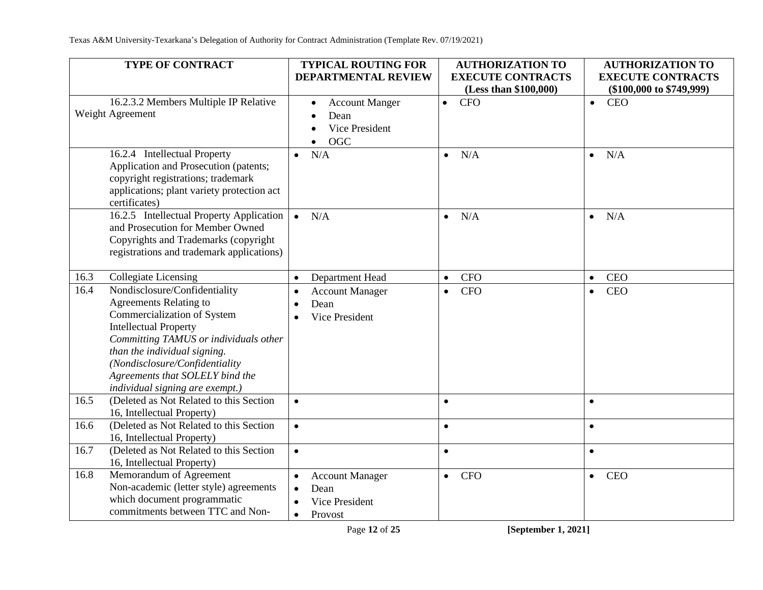| TYPE OF CONTRACT | TYPICAL ROUTING FOR DEPARTMENTAL REVIEW | AUTHORIZATION TO EXECUTE CONTRACTS (Less than $100,000) | AUTHORIZATION TO EXECUTE CONTRACTS ($100,000 to $749,999) |
|---|---|---|---|
| 16.2.3.2 Members Multiple IP Relative Weight Agreement | • Account Manger<br>• Dean<br>• Vice President<br>• OGC | • CFO | • CEO |
| 16.2.4 Intellectual Property Application and Prosecution (patents; copyright registrations; trademark applications; plant variety protection act certificates) | • N/A | • N/A | • N/A |
| 16.2.5 Intellectual Property Application and Prosecution for Member Owned Copyrights and Trademarks (copyright registrations and trademark applications) | • N/A | • N/A | • N/A |
| 16.3 Collegiate Licensing | • Department Head | • CFO | • CEO |
| 16.4 Nondisclosure/Confidentiality Agreements Relating to Commercialization of System Intellectual Property *Committing TAMUS or individuals other than the individual signing. (Nondisclosure/Confidentiality Agreements that SOLELY bind the individual signing are exempt.)* | • Account Manager<br>• Dean<br>• Vice President | • CFO | • CEO |
| 16.5 (Deleted as Not Related to this Section 16, Intellectual Property) | • | • | • |
| 16.6 (Deleted as Not Related to this Section 16, Intellectual Property) | • | • | • |
| 16.7 (Deleted as Not Related to this Section 16, Intellectual Property) | • | • | • |
| 16.8 Memorandum of Agreement Non-academic (letter style) agreements which document programmatic commitments between TTC and Non- | • Account Manager<br>• Dean<br>• Vice President<br>• Provost | • CFO | • CEO |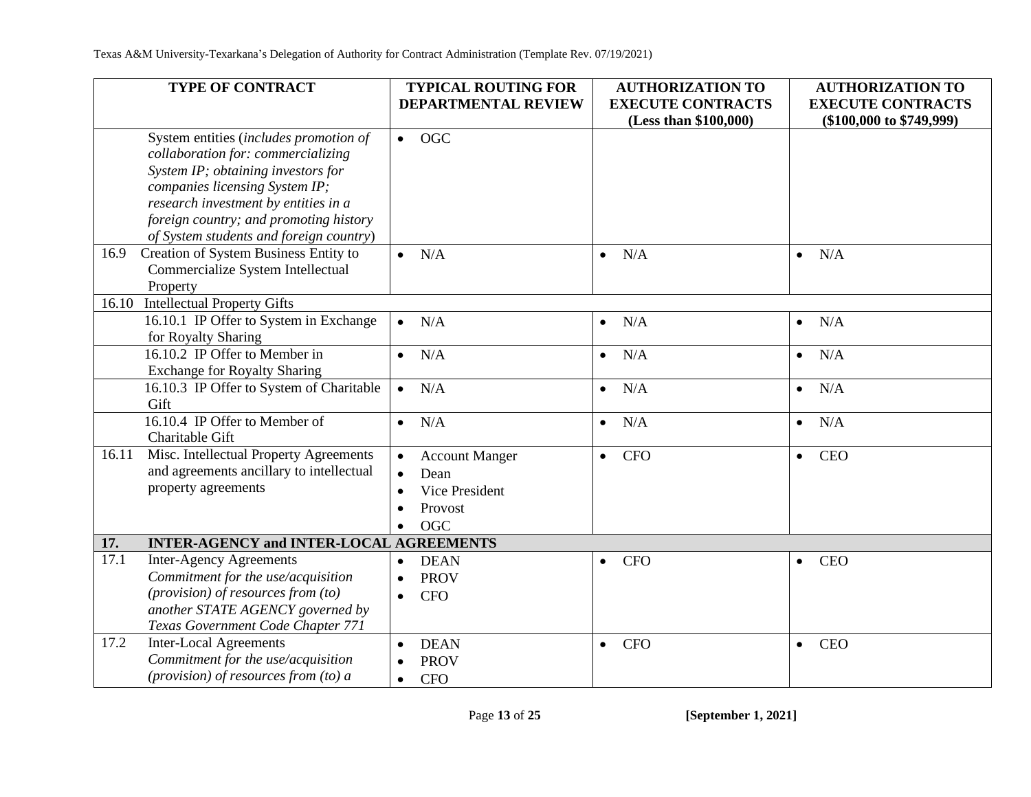| TYPE OF CONTRACT | TYPICAL ROUTING FOR DEPARTMENTAL REVIEW | AUTHORIZATION TO EXECUTE CONTRACTS (Less than $100,000) | AUTHORIZATION TO EXECUTE CONTRACTS ($100,000 to $749,999) |
|---|---|---|---|
| System entities (*includes promotion of collaboration for: commercializing System IP; obtaining investors for companies licensing System IP; research investment by entities in a foreign country; and promoting history of System students and foreign country*) | • OGC | | |
| 16.9 Creation of System Business Entity to Commercialize System Intellectual Property | • N/A | • N/A | • N/A |
| 16.10 Intellectual Property Gifts | | | |
| 16.10.1 IP Offer to System in Exchange for Royalty Sharing | • N/A | • N/A | • N/A |
| 16.10.2 IP Offer to Member in Exchange for Royalty Sharing | • N/A | • N/A | • N/A |
| 16.10.3 IP Offer to System of Charitable Gift | • N/A | • N/A | • N/A |
| 16.10.4 IP Offer to Member of Charitable Gift | • N/A | • N/A | • N/A |
| 16.11 Misc. Intellectual Property Agreements and agreements ancillary to intellectual property agreements | • Account Manger<br>• Dean<br>• Vice President<br>• Provost<br>• OGC | • CFO | • CEO |
| **17. INTER-AGENCY and INTER-LOCAL AGREEMENTS** | | | |
| 17.1 Inter-Agency Agreements *Commitment for the use/acquisition (provision) of resources from (to) another STATE AGENCY governed by Texas Government Code Chapter 771* | • DEAN<br>• PROV<br>• CFO | • CFO | • CEO |
| 17.2 Inter-Local Agreements *Commitment for the use/acquisition (provision) of resources from (to) a* | • DEAN<br>• PROV<br>• CFO | • CFO | • CEO |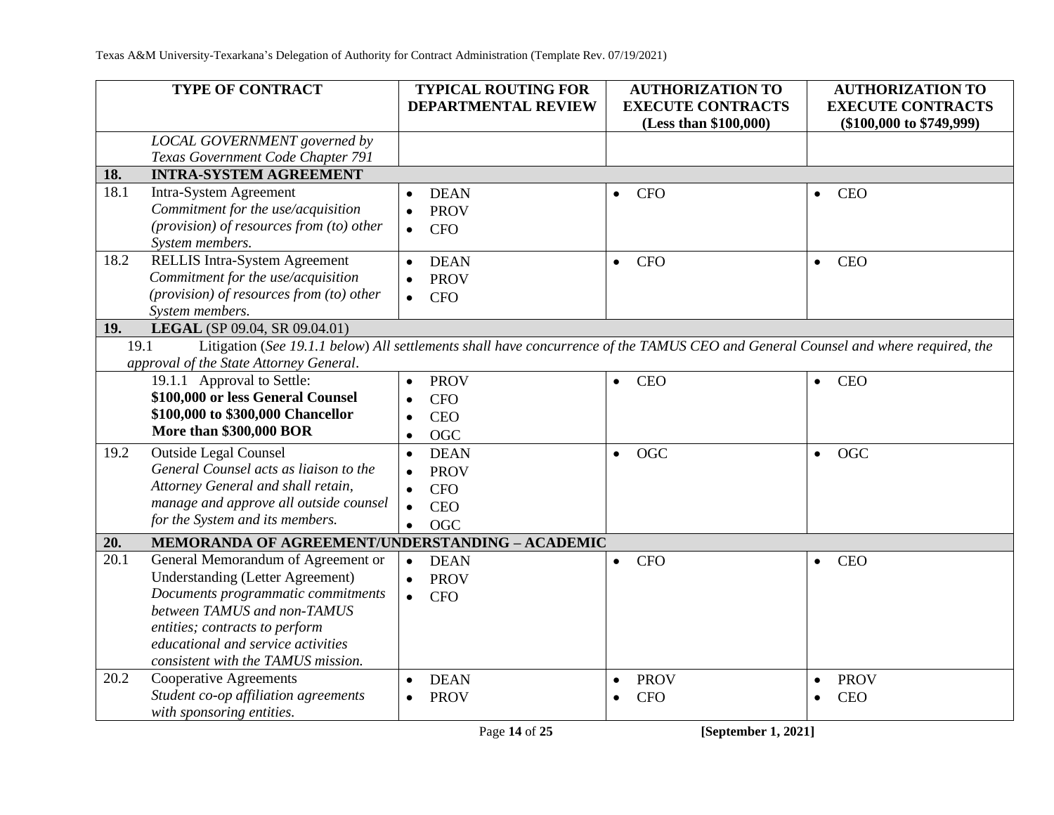| TYPE OF CONTRACT | TYPICAL ROUTING FOR DEPARTMENTAL REVIEW | AUTHORIZATION TO EXECUTE CONTRACTS (Less than $100,000) | AUTHORIZATION TO EXECUTE CONTRACTS ($100,000 to $749,999) |
|---|---|---|---|
| *LOCAL GOVERNMENT governed by Texas Government Code Chapter 791* | | | |
| **18. INTRA-SYSTEM AGREEMENT** | | | |
| 18.1 Intra-System Agreement *Commitment for the use/acquisition (provision) of resources from (to) other System members.* | • DEAN • PROV • CFO | • CFO | • CEO |
| 18.2 RELLIS Intra-System Agreement *Commitment for the use/acquisition (provision) of resources from (to) other System members.* | • DEAN • PROV • CFO | • CFO | • CEO |
| **19. LEGAL** (SP 09.04, SR 09.04.01) | | | |
| 19.1 Litigation (*See 19.1.1 below*) *All settlements shall have concurrence of the TAMUS CEO and General Counsel and where required, the approval of the State Attorney General*. | | | |
| 19.1.1 Approval to Settle: **$100,000 or less General Counsel** **$100,000 to $300,000 Chancellor** **More than $300,000 BOR** | • PROV • CFO • CEO • OGC | • CEO | • CEO |
| 19.2 Outside Legal Counsel *General Counsel acts as liaison to the Attorney General and shall retain, manage and approve all outside counsel for the System and its members.* | • DEAN • PROV • CFO • CEO • OGC | • OGC | • OGC |
| **20. MEMORANDA OF AGREEMENT/UNDERSTANDING – ACADEMIC** | | | |
| 20.1 General Memorandum of Agreement or Understanding (Letter Agreement) *Documents programmatic commitments between TAMUS and non-TAMUS entities; contracts to perform educational and service activities consistent with the TAMUS mission.* | • DEAN • PROV • CFO | • CFO | • CEO |
| 20.2 Cooperative Agreements *Student co-op affiliation agreements with sponsoring entities.* | • DEAN • PROV | • PROV • CFO | • PROV • CEO |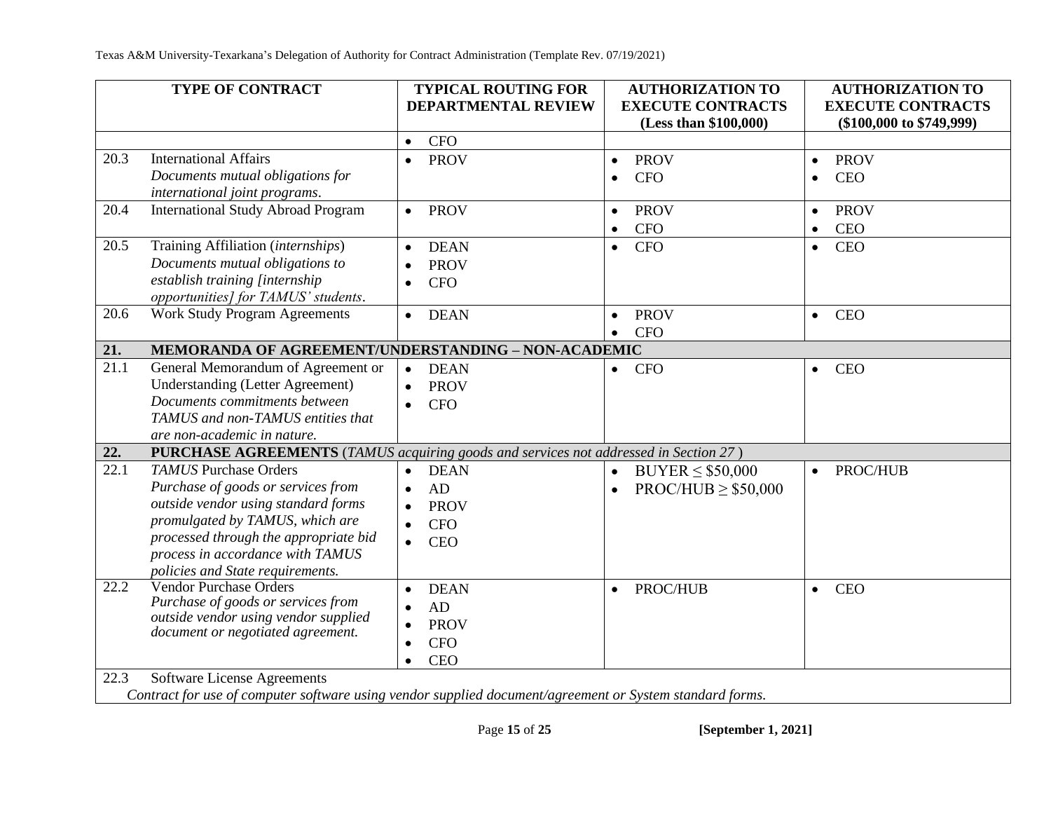| TYPE OF CONTRACT | TYPICAL ROUTING FOR DEPARTMENTAL REVIEW | AUTHORIZATION TO EXECUTE CONTRACTS (Less than $100,000) | AUTHORIZATION TO EXECUTE CONTRACTS ($100,000 to $749,999) |
|---|---|---|---|
| | • CFO | | |
| 20.3 International Affairs<br>*Documents mutual obligations for international joint programs.* | • PROV | • PROV<br>• CFO | • PROV<br>• CEO |
| 20.4 International Study Abroad Program | • PROV | • PROV<br>• CFO | • PROV<br>• CEO |
| 20.5 Training Affiliation (*internships*)<br>*Documents mutual obligations to establish training [internship opportunities] for TAMUS' students.* | • DEAN<br>• PROV<br>• CFO | • CFO | • CEO |
| 20.6 Work Study Program Agreements | • DEAN | • PROV<br>• CFO | • CEO |
| **21. MEMORANDA OF AGREEMENT/UNDERSTANDING – NON-ACADEMIC** | | | |
| 21.1 General Memorandum of Agreement or Understanding (Letter Agreement)<br>*Documents commitments between TAMUS and non-TAMUS entities that are non-academic in nature.* | • DEAN<br>• PROV<br>• CFO | • CFO | • CEO |
| **22. PURCHASE AGREEMENTS** (*TAMUS acquiring goods and services not addressed in Section 27* ) | | | |
| 22.1 *TAMUS* Purchase Orders<br>*Purchase of goods or services from outside vendor using standard forms promulgated by TAMUS, which are processed through the appropriate bid process in accordance with TAMUS policies and State requirements.* | • DEAN<br>• AD<br>• PROV<br>• CFO<br>• CEO | • BUYER ≤ $50,000<br>• PROC/HUB ≥ $50,000 | • PROC/HUB |
| 22.2 Vendor Purchase Orders<br>*Purchase of goods or services from outside vendor using vendor supplied document or negotiated agreement.* | • DEAN<br>• AD<br>• PROV<br>• CFO<br>• CEO | • PROC/HUB | • CEO |
| 22.3 Software License Agreements<br>*Contract for use of computer software using vendor supplied document/agreement or System standard forms.* | | | |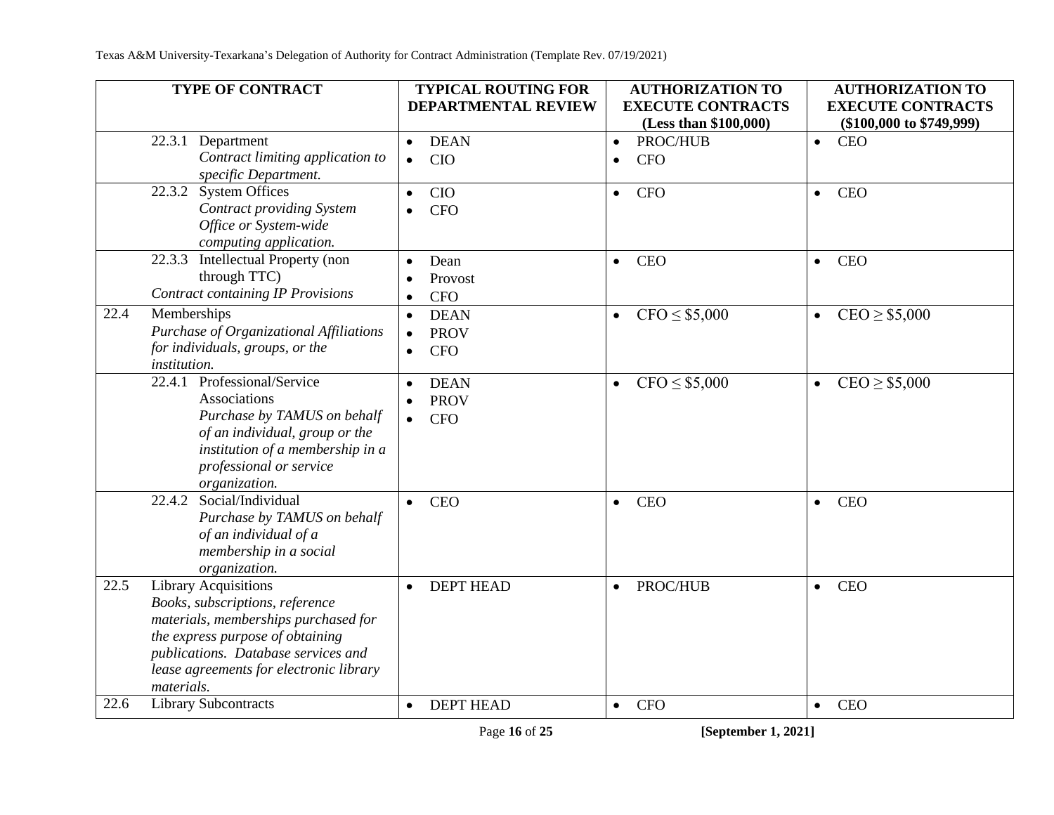| TYPE OF CONTRACT | TYPICAL ROUTING FOR DEPARTMENTAL REVIEW | AUTHORIZATION TO EXECUTE CONTRACTS (Less than $100,000) | AUTHORIZATION TO EXECUTE CONTRACTS ($100,000 to $749,999) |
|---|---|---|---|
| 22.3.1 Department *Contract limiting application to specific Department.* | • DEAN • CIO | • PROC/HUB • CFO | • CEO |
| 22.3.2 System Offices *Contract providing System Office or System-wide computing application.* | • CIO • CFO | • CFO | • CEO |
| 22.3.3 Intellectual Property (non through TTC) *Contract containing IP Provisions* | • Dean • Provost • CFO | • CEO | • CEO |
| 22.4 Memberships *Purchase of Organizational Affiliations for individuals, groups, or the institution.* | • DEAN • PROV • CFO | • CFO ≤ $5,000 | • CEO ≥ $5,000 |
| 22.4.1 Professional/Service Associations *Purchase by TAMUS on behalf of an individual, group or the institution of a membership in a professional or service organization.* | • DEAN • PROV • CFO | • CFO ≤ $5,000 | • CEO ≥ $5,000 |
| 22.4.2 Social/Individual *Purchase by TAMUS on behalf of an individual of a membership in a social organization.* | • CEO | • CEO | • CEO |
| 22.5 Library Acquisitions *Books, subscriptions, reference materials, memberships purchased for the express purpose of obtaining publications. Database services and lease agreements for electronic library materials.* | • DEPT HEAD | • PROC/HUB | • CEO |
| 22.6 Library Subcontracts | • DEPT HEAD | • CFO | • CEO |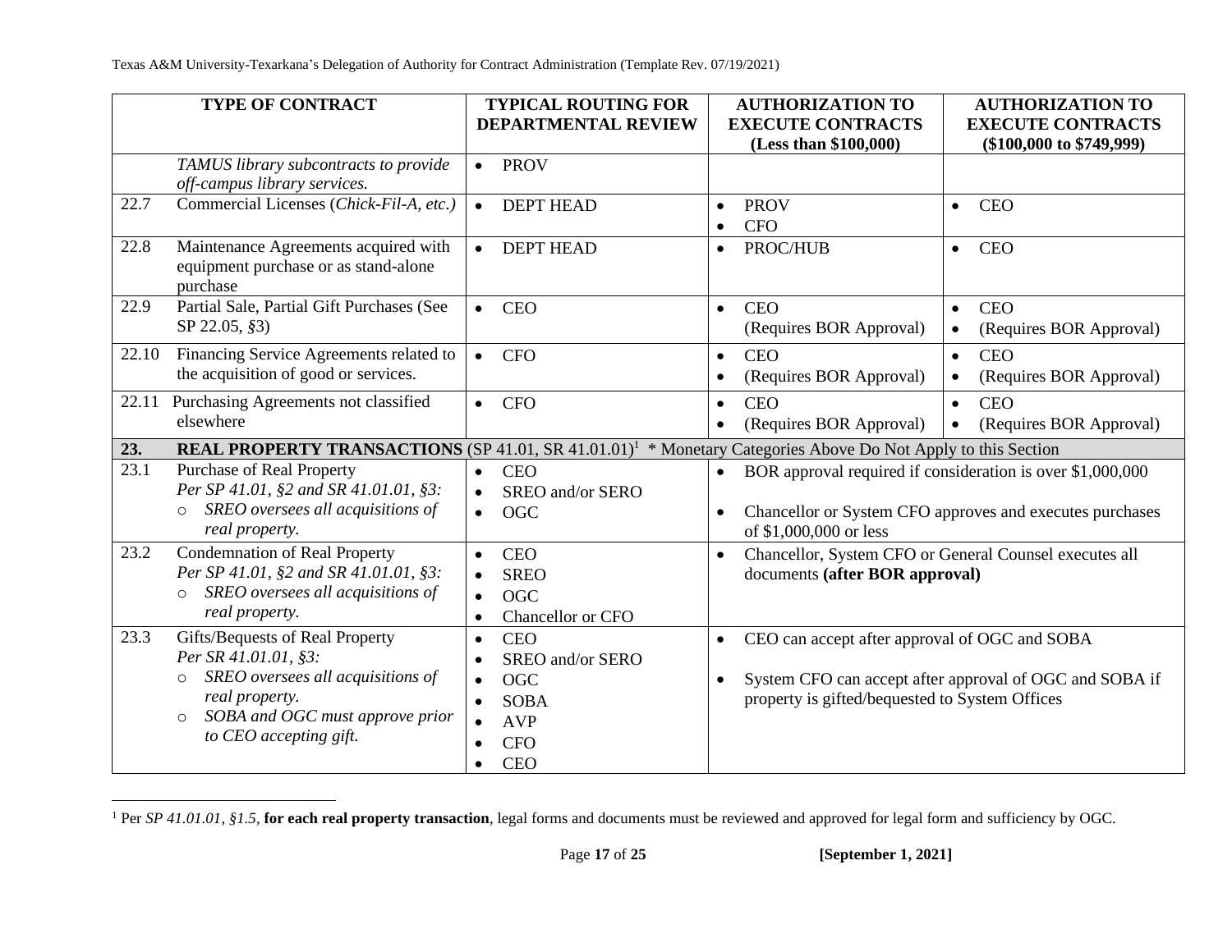| TYPE OF CONTRACT | | TYPICAL ROUTING FOR DEPARTMENTAL REVIEW | AUTHORIZATION TO EXECUTE CONTRACTS (Less than $100,000) | AUTHORIZATION TO EXECUTE CONTRACTS ($100,000 to $749,999) |
|---|---|---|---|---|
| | *TAMUS library subcontracts to provide off-campus library services.* | • PROV | | |
| 22.7 | Commercial Licenses (*Chick-Fil-A, etc.)* | • DEPT HEAD | • PROV<br>• CFO | • CEO |
| 22.8 | Maintenance Agreements acquired with equipment purchase or as stand-alone purchase | • DEPT HEAD | • PROC/HUB | • CEO |
| 22.9 | Partial Sale, Partial Gift Purchases (See SP 22.05, *§*3) | • CEO | • CEO (Requires BOR Approval) | • CEO<br>• (Requires BOR Approval) |
| 22.10 | Financing Service Agreements related to the acquisition of good or services. | • CFO | • CEO<br>• (Requires BOR Approval) | • CEO<br>• (Requires BOR Approval) |
| 22.11 | Purchasing Agreements not classified elsewhere | • CFO | • CEO<br>• (Requires BOR Approval) | • CEO<br>• (Requires BOR Approval) |
| **23.** | **REAL PROPERTY TRANSACTIONS** (SP 41.01, SR 41.01.01)[1] * Monetary Categories Above Do Not Apply to this Section | | | |
| 23.1 | Purchase of Real Property<br>*Per SP 41.01, §2 and SR 41.01.01, §3:*<br>○ *SREO oversees all acquisitions of real property.* | • CEO<br>• SREO and/or SERO<br>• OGC | • BOR approval required if consideration is over $1,000,000<br>• Chancellor or System CFO approves and executes purchases of $1,000,000 or less | |
| 23.2 | Condemnation of Real Property<br>*Per SP 41.01, §2 and SR 41.01.01, §3:*<br>○ *SREO oversees all acquisitions of real property.* | • CEO<br>• SREO<br>• OGC<br>• Chancellor or CFO | • Chancellor, System CFO or General Counsel executes all documents **(after BOR approval)** | |
| 23.3 | Gifts/Bequests of Real Property<br>*Per SR 41.01.01, §3:*<br>○ *SREO oversees all acquisitions of real property.*<br>○ *SOBA and OGC must approve prior to CEO accepting gift.* | • CEO<br>• SREO and/or SERO<br>• OGC<br>• SOBA<br>• AVP<br>• CFO<br>• CEO | • CEO can accept after approval of OGC and SOBA<br>• System CFO can accept after approval of OGC and SOBA if property is gifted/bequested to System Offices | |

[1] Per *SP 41.01.01, §1.5*, **for each real property transaction**, legal forms and documents must be reviewed and approved for legal form and sufficiency by OGC.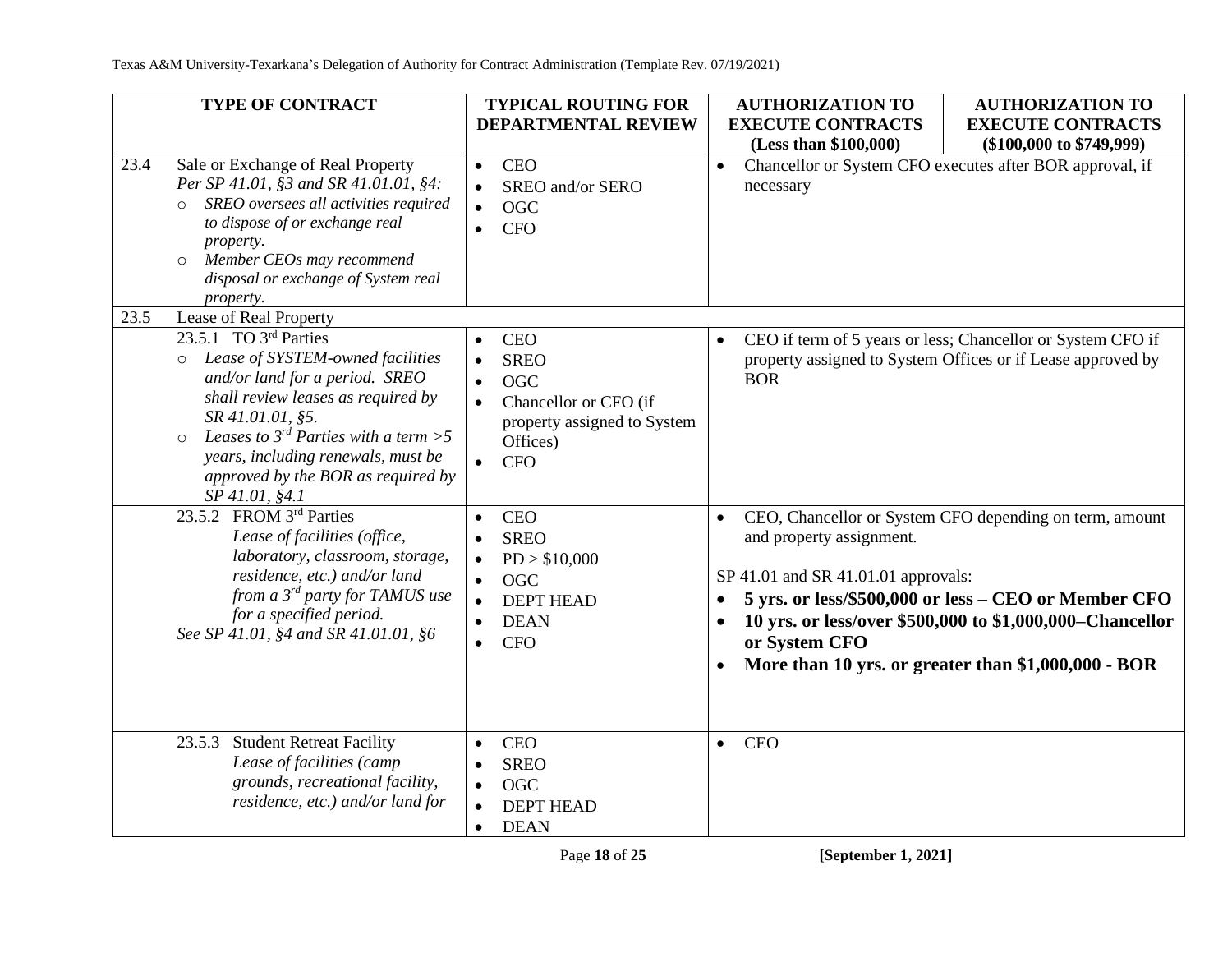| TYPE OF CONTRACT | TYPICAL ROUTING FOR DEPARTMENTAL REVIEW | AUTHORIZATION TO EXECUTE CONTRACTS (Less than $100,000) | AUTHORIZATION TO EXECUTE CONTRACTS ($100,000 to $749,999) |
|---|---|---|---|
| 23.4 Sale or Exchange of Real Property<br>*Per SP 41.01, §3 and SR 41.01.01, §4:*<br>○ *SREO oversees all activities required to dispose of or exchange real property.*<br>○ *Member CEOs may recommend disposal or exchange of System real property.* | • CEO<br>• SREO and/or SERO<br>• OGC<br>• CFO | • Chancellor or System CFO executes after BOR approval, if necessary | |
| 23.5 Lease of Real Property | | | |
| 23.5.1 TO 3rd Parties<br>○ *Lease of SYSTEM-owned facilities and/or land for a period. SREO shall review leases as required by SR 41.01.01, §5.*<br>○ *Leases to 3rd Parties with a term >5 years, including renewals, must be approved by the BOR as required by SP 41.01, §4.1* | • CEO<br>• SREO<br>• OGC<br>• Chancellor or CFO (if property assigned to System Offices)<br>• CFO | • CEO if term of 5 years or less; Chancellor or System CFO if property assigned to System Offices or if Lease approved by BOR | |
| 23.5.2 FROM 3rd Parties<br>*Lease of facilities (office, laboratory, classroom, storage, residence, etc.) and/or land from a 3rd party for TAMUS use for a specified period.*<br>*See SP 41.01, §4 and SR 41.01.01, §6* | • CEO<br>• SREO<br>• PD > $10,000<br>• OGC<br>• DEPT HEAD<br>• DEAN<br>• CFO | • CEO, Chancellor or System CFO depending on term, amount and property assignment.<br><br>SP 41.01 and SR 41.01.01 approvals:<br>• **5 yrs. or less/$500,000 or less – CEO or Member CFO**<br>• **10 yrs. or less/over $500,000 to $1,000,000–Chancellor or System CFO**<br>• **More than 10 yrs. or greater than $1,000,000 - BOR** | |
| 23.5.3 Student Retreat Facility<br>*Lease of facilities (camp grounds, recreational facility, residence, etc.) and/or land for* | • CEO<br>• SREO<br>• OGC<br>• DEPT HEAD<br>• DEAN | • CEO | |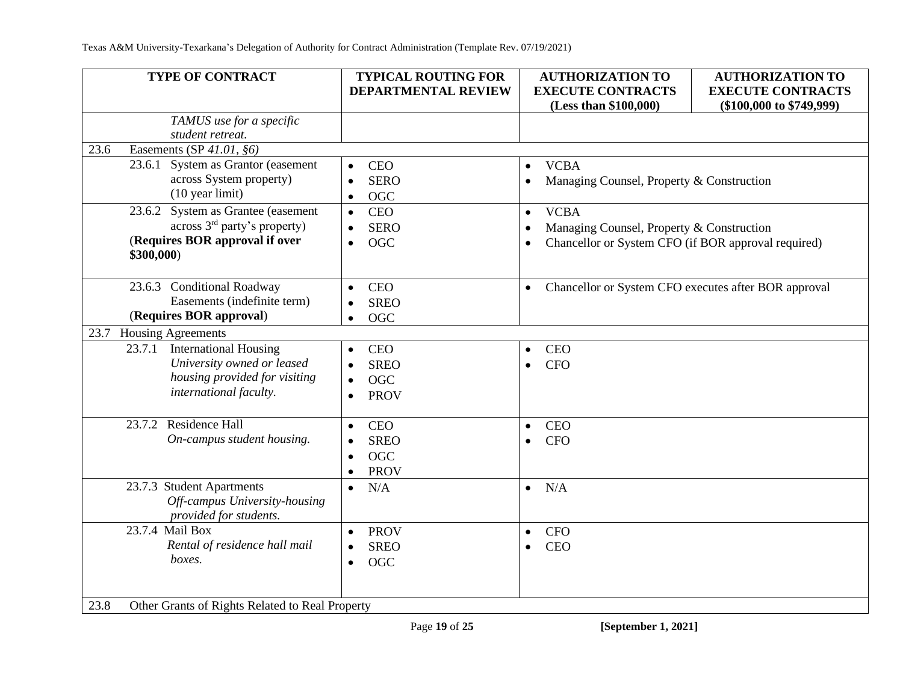| TYPE OF CONTRACT | TYPICAL ROUTING FOR DEPARTMENTAL REVIEW | AUTHORIZATION TO EXECUTE CONTRACTS (Less than $100,000) | AUTHORIZATION TO EXECUTE CONTRACTS ($100,000 to $749,999) |
|---|---|---|---|
| *TAMUS use for a specific student retreat.* | | | |
| 23.6 Easements (SP *41.01, §6)* | | | |
| 23.6.1 System as Grantor (easement across System property) (10 year limit) | • CEO<br>• SERO<br>• OGC | • VCBA<br>• Managing Counsel, Property & Construction | |
| 23.6.2 System as Grantee (easement across 3rd party's property) (**Requires BOR approval if over $300,000**) | • CEO<br>• SERO<br>• OGC | • VCBA<br>• Managing Counsel, Property & Construction<br>• Chancellor or System CFO (if BOR approval required) | |
| 23.6.3 Conditional Roadway Easements (indefinite term) (**Requires BOR approval**) | • CEO<br>• SREO<br>• OGC | • Chancellor or System CFO executes after BOR approval | |
| 23.7 Housing Agreements | | | |
| 23.7.1 International Housing *University owned or leased housing provided for visiting international faculty.* | • CEO<br>• SREO<br>• OGC<br>• PROV | • CEO<br>• CFO | |
| 23.7.2 Residence Hall *On-campus student housing.* | • CEO<br>• SREO<br>• OGC<br>• PROV | • CEO<br>• CFO | |
| 23.7.3 Student Apartments *Off-campus University-housing provided for students.* | • N/A | • N/A | |
| 23.7.4 Mail Box *Rental of residence hall mail boxes.* | • PROV<br>• SREO<br>• OGC | • CFO<br>• CEO | |
| 23.8 Other Grants of Rights Related to Real Property | | | |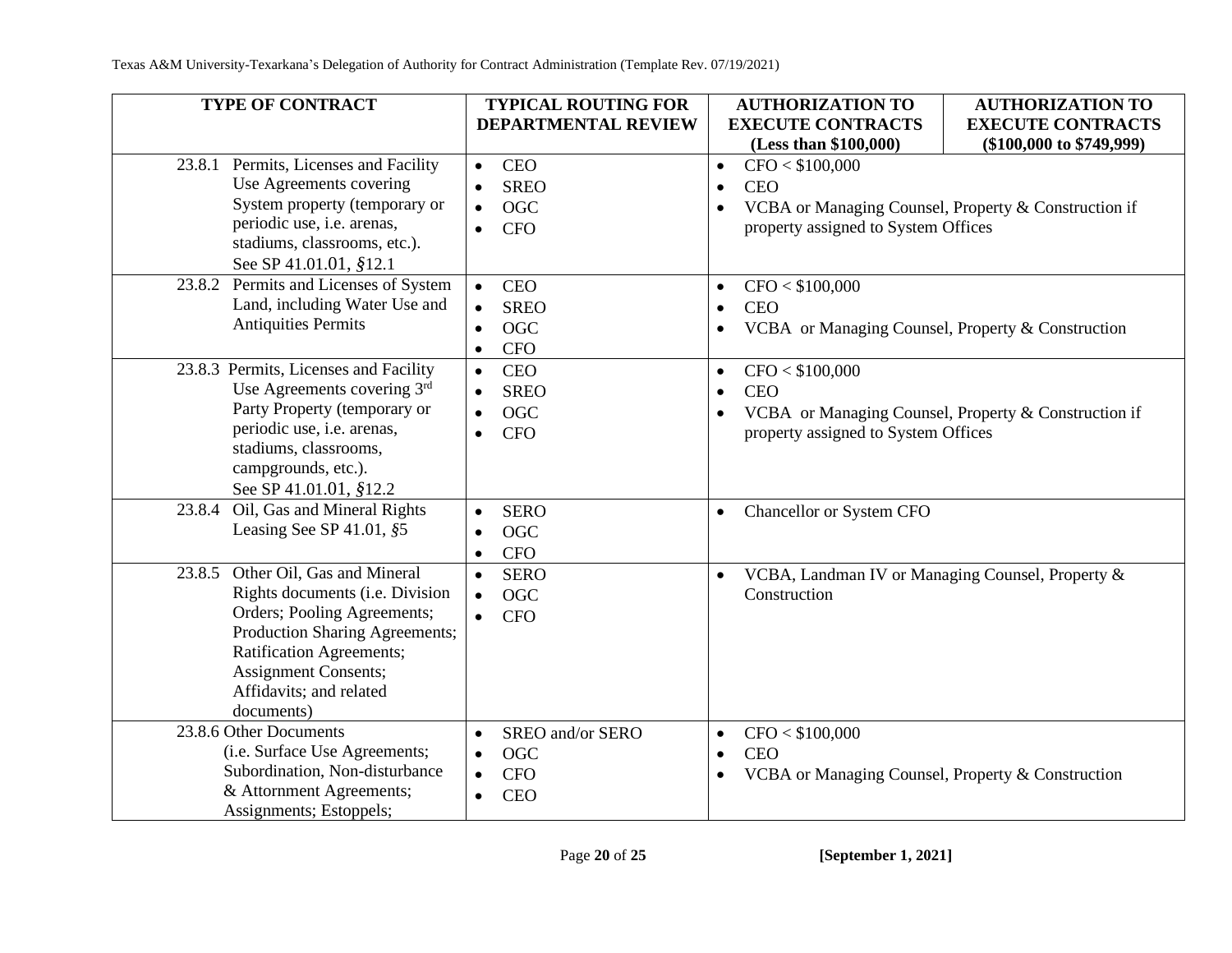| TYPE OF CONTRACT | TYPICAL ROUTING FOR DEPARTMENTAL REVIEW | AUTHORIZATION TO EXECUTE CONTRACTS (Less than $100,000) | AUTHORIZATION TO EXECUTE CONTRACTS ($100,000 to $749,999) |
|---|---|---|---|
| 23.8.1 Permits, Licenses and Facility Use Agreements covering System property (temporary or periodic use, i.e. arenas, stadiums, classrooms, etc.). See SP 41.01.01, §12.1 | • CEO<br>• SREO<br>• OGC<br>• CFO | • CFO < $100,000<br>• CEO<br>• VCBA or Managing Counsel, Property & Construction if property assigned to System Offices | |
| 23.8.2 Permits and Licenses of System Land, including Water Use and Antiquities Permits | • CEO<br>• SREO<br>• OGC<br>• CFO | • CFO < $100,000<br>• CEO<br>• VCBA or Managing Counsel, Property & Construction | |
| 23.8.3 Permits, Licenses and Facility Use Agreements covering 3rd Party Property (temporary or periodic use, i.e. arenas, stadiums, classrooms, campgrounds, etc.). See SP 41.01.01, §12.2 | • CEO<br>• SREO<br>• OGC<br>• CFO | • CFO < $100,000<br>• CEO<br>• VCBA or Managing Counsel, Property & Construction if property assigned to System Offices | |
| 23.8.4 Oil, Gas and Mineral Rights Leasing See SP 41.01, §5 | • SERO<br>• OGC<br>• CFO | • Chancellor or System CFO | |
| 23.8.5 Other Oil, Gas and Mineral Rights documents (i.e. Division Orders; Pooling Agreements; Production Sharing Agreements; Ratification Agreements; Assignment Consents; Affidavits; and related documents) | • SERO<br>• OGC<br>• CFO | • VCBA, Landman IV or Managing Counsel, Property & Construction | |
| 23.8.6 Other Documents (i.e. Surface Use Agreements; Subordination, Non-disturbance & Attornment Agreements; Assignments; Estoppels; | • SREO and/or SERO<br>• OGC<br>• CFO<br>• CEO | • CFO < $100,000<br>• CEO<br>• VCBA or Managing Counsel, Property & Construction | |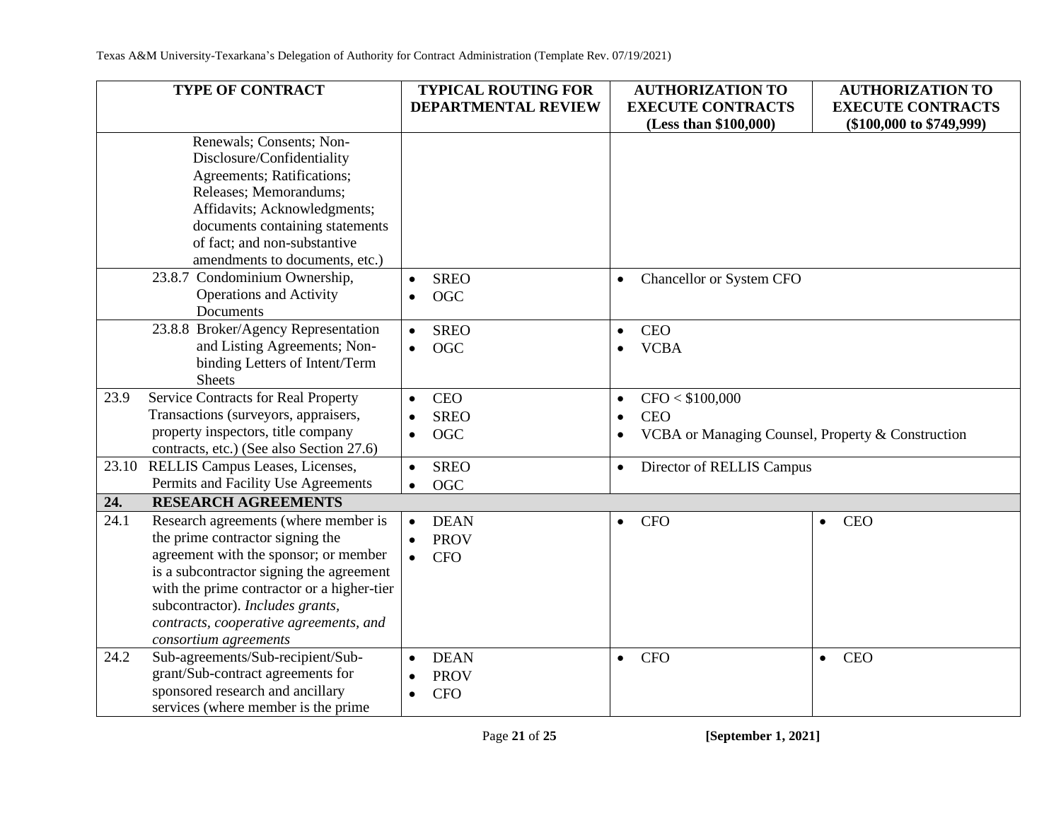| TYPE OF CONTRACT | TYPICAL ROUTING FOR DEPARTMENTAL REVIEW | AUTHORIZATION TO EXECUTE CONTRACTS (Less than $100,000) | AUTHORIZATION TO EXECUTE CONTRACTS ($100,000 to $749,999) |
|---|---|---|---|
| Renewals; Consents; Non-Disclosure/Confidentiality Agreements; Ratifications; Releases; Memorandums; Affidavits; Acknowledgments; documents containing statements of fact; and non-substantive amendments to documents, etc.) | | | |
| 23.8.7 Condominium Ownership, Operations and Activity Documents | • SREO<br>• OGC | • Chancellor or System CFO | |
| 23.8.8 Broker/Agency Representation and Listing Agreements; Non-binding Letters of Intent/Term Sheets | • SREO<br>• OGC | • CEO<br>• VCBA | |
| 23.9 Service Contracts for Real Property Transactions (surveyors, appraisers, property inspectors, title company contracts, etc.) (See also Section 27.6) | • CEO<br>• SREO<br>• OGC | • CFO < $100,000<br>• CEO<br>• VCBA or Managing Counsel, Property & Construction | |
| 23.10 RELLIS Campus Leases, Licenses, Permits and Facility Use Agreements | • SREO<br>• OGC | • Director of RELLIS Campus | |
| **24. RESEARCH AGREEMENTS** | | | |
| 24.1 Research agreements (where member is the prime contractor signing the agreement with the sponsor; or member is a subcontractor signing the agreement with the prime contractor or a higher-tier subcontractor). *Includes grants, contracts, cooperative agreements, and consortium agreements* | • DEAN<br>• PROV<br>• CFO | • CFO | • CEO |
| 24.2 Sub-agreements/Sub-recipient/Sub-grant/Sub-contract agreements for sponsored research and ancillary services (where member is the prime | • DEAN<br>• PROV<br>• CFO | • CFO | • CEO |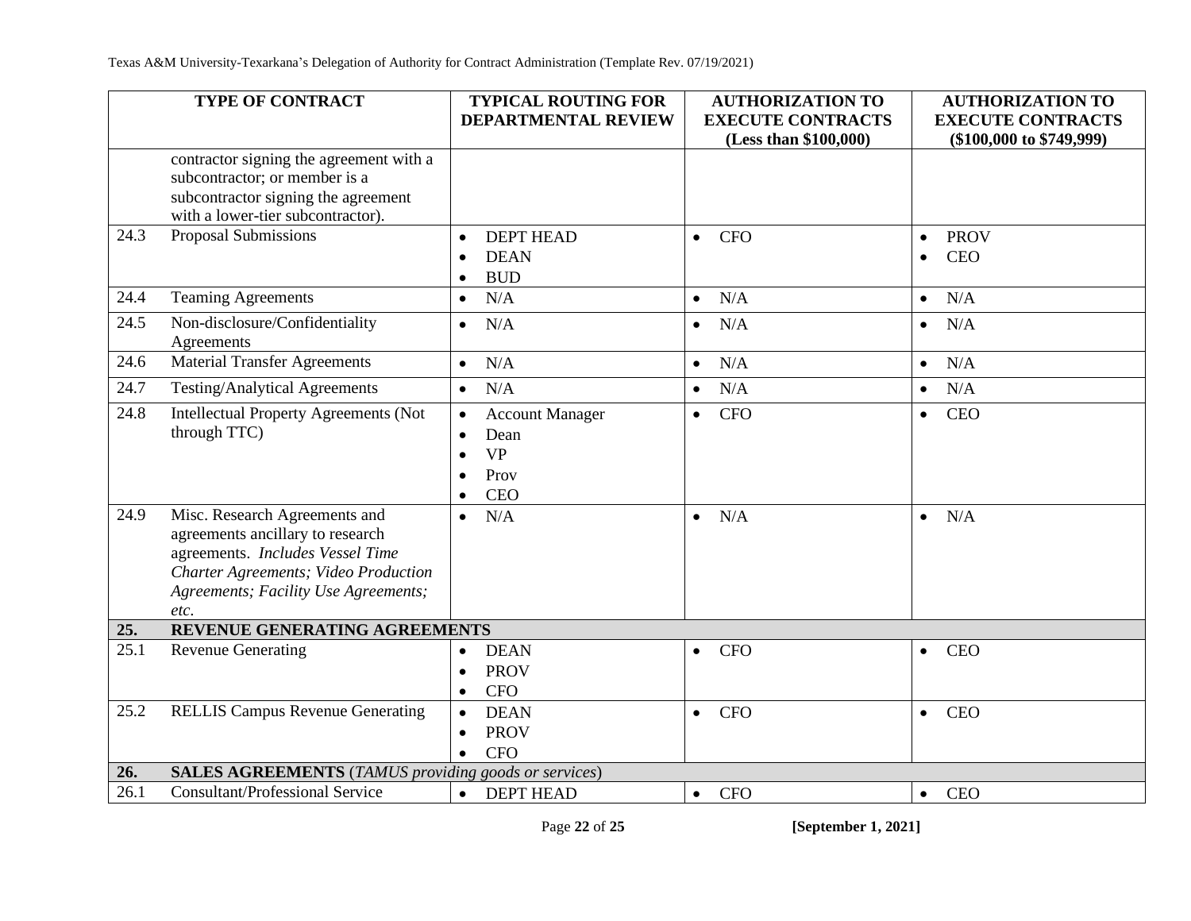| TYPE OF CONTRACT | | TYPICAL ROUTING FOR DEPARTMENTAL REVIEW | AUTHORIZATION TO EXECUTE CONTRACTS (Less than $100,000) | AUTHORIZATION TO EXECUTE CONTRACTS ($100,000 to $749,999) |
|---|---|---|---|---|
| | contractor signing the agreement with a subcontractor; or member is a subcontractor signing the agreement with a lower-tier subcontractor). | | | |
| 24.3 | Proposal Submissions | • DEPT HEAD<br>• DEAN<br>• BUD | • CFO | • PROV<br>• CEO |
| 24.4 | Teaming Agreements | • N/A | • N/A | • N/A |
| 24.5 | Non-disclosure/Confidentiality Agreements | • N/A | • N/A | • N/A |
| 24.6 | Material Transfer Agreements | • N/A | • N/A | • N/A |
| 24.7 | Testing/Analytical Agreements | • N/A | • N/A | • N/A |
| 24.8 | Intellectual Property Agreements (Not through TTC) | • Account Manager<br>• Dean<br>• VP<br>• Prov<br>• CEO | • CFO | • CEO |
| 24.9 | Misc. Research Agreements and agreements ancillary to research agreements. *Includes Vessel Time Charter Agreements; Video Production Agreements; Facility Use Agreements; etc.* | • N/A | • N/A | • N/A |
| **25.** | **REVENUE GENERATING AGREEMENTS** | | | |
| 25.1 | Revenue Generating | • DEAN<br>• PROV<br>• CFO | • CFO | • CEO |
| 25.2 | RELLIS Campus Revenue Generating | • DEAN<br>• PROV<br>• CFO | • CFO | • CEO |
| **26.** | **SALES AGREEMENTS** (*TAMUS providing goods or services*) | | | |
| 26.1 | Consultant/Professional Service | • DEPT HEAD | • CFO | • CEO |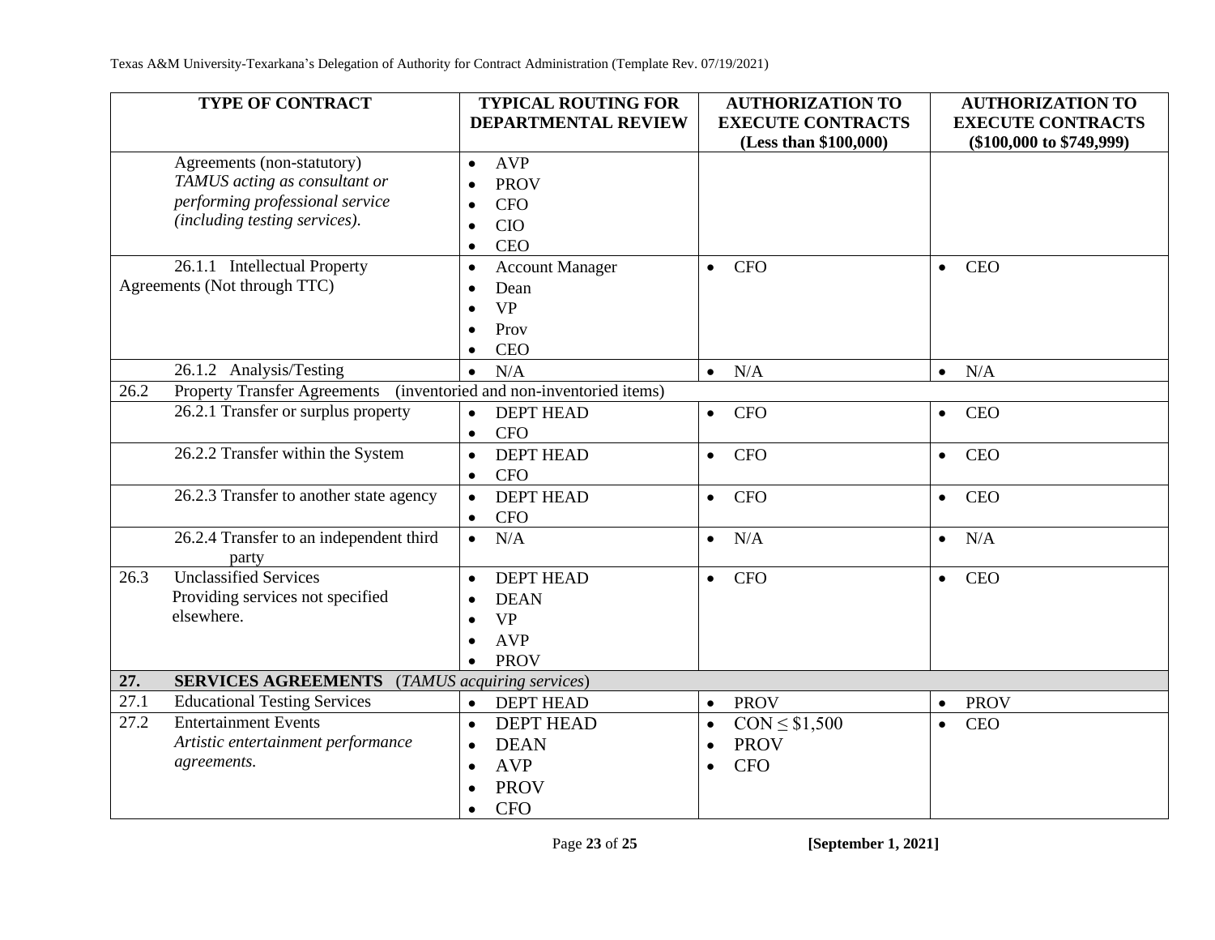| TYPE OF CONTRACT | TYPICAL ROUTING FOR DEPARTMENTAL REVIEW | AUTHORIZATION TO EXECUTE CONTRACTS (Less than $100,000) | AUTHORIZATION TO EXECUTE CONTRACTS ($100,000 to $749,999) |
|---|---|---|---|
| Agreements (non-statutory) *TAMUS acting as consultant or performing professional service (including testing services).* | • AVP<br>• PROV<br>• CFO<br>• CIO<br>• CEO | | |
| 26.1.1 Intellectual Property Agreements (Not through TTC) | • Account Manager<br>• Dean<br>• VP<br>• Prov<br>• CEO | • CFO | • CEO |
| 26.1.2 Analysis/Testing | • N/A | • N/A | • N/A |
| 26.2 Property Transfer Agreements (inventoried and non-inventoried items) | | | |
| 26.2.1 Transfer or surplus property | • DEPT HEAD<br>• CFO | • CFO | • CEO |
| 26.2.2 Transfer within the System | • DEPT HEAD<br>• CFO | • CFO | • CEO |
| 26.2.3 Transfer to another state agency | • DEPT HEAD<br>• CFO | • CFO | • CEO |
| 26.2.4 Transfer to an independent third party | • N/A | • N/A | • N/A |
| 26.3 Unclassified Services Providing services not specified elsewhere. | • DEPT HEAD<br>• DEAN<br>• VP<br>• AVP<br>• PROV | • CFO | • CEO |
| **27. SERVICES AGREEMENTS** (*TAMUS acquiring services*) | | | |
| 27.1 Educational Testing Services | • DEPT HEAD | • PROV | • PROV |
| 27.2 Entertainment Events *Artistic entertainment performance agreements.* | • DEPT HEAD<br>• DEAN<br>• AVP<br>• PROV<br>• CFO | • CON ≤ $1,500<br>• PROV<br>• CFO | • CEO |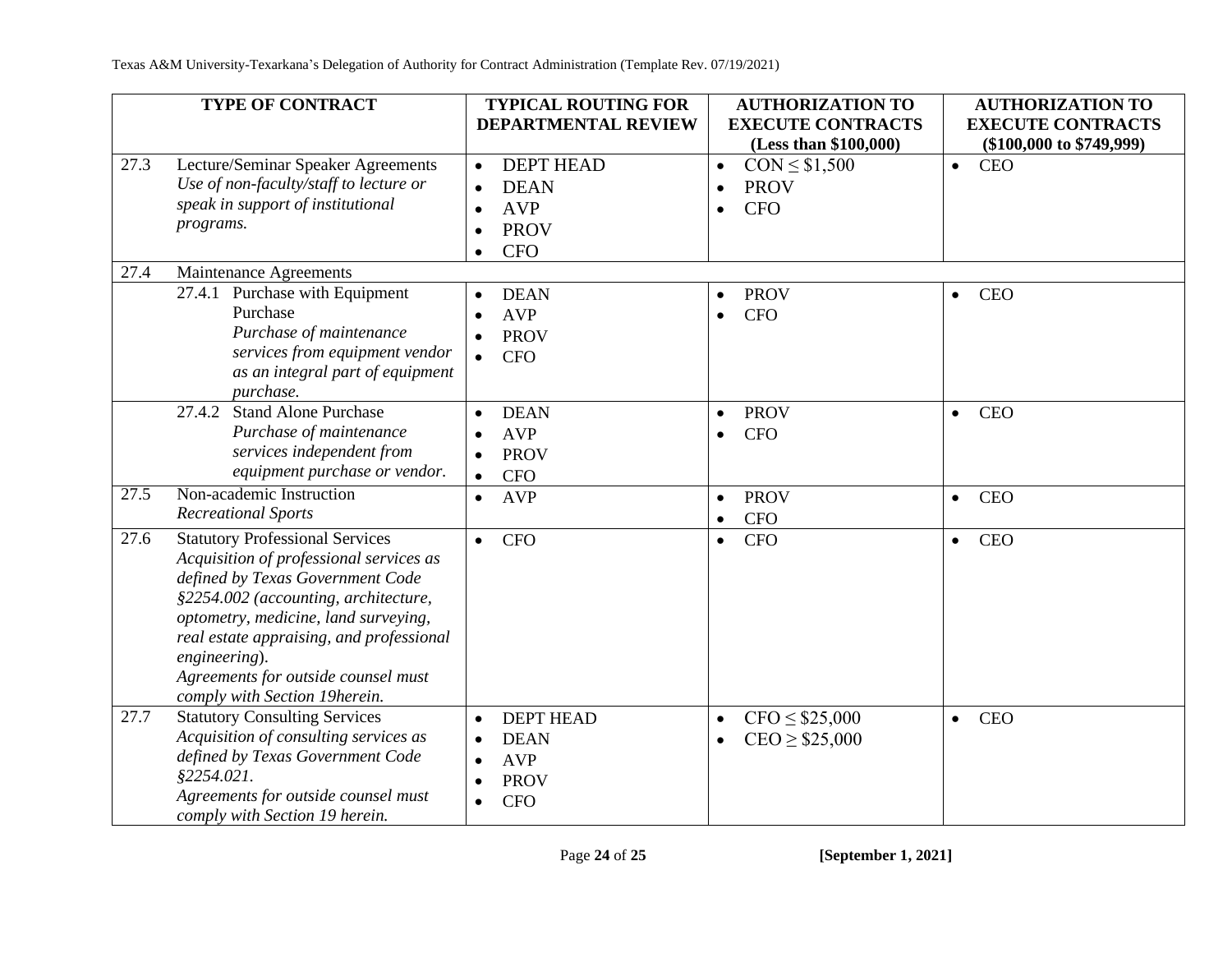| TYPE OF CONTRACT | TYPICAL ROUTING FOR DEPARTMENTAL REVIEW | AUTHORIZATION TO EXECUTE CONTRACTS (Less than $100,000) | AUTHORIZATION TO EXECUTE CONTRACTS ($100,000 to $749,999) |
|---|---|---|---|
| 27.3 Lecture/Seminar Speaker Agreements<br>*Use of non-faculty/staff to lecture or speak in support of institutional programs.* | • DEPT HEAD<br>• DEAN<br>• AVP<br>• PROV<br>• CFO | • CON ≤ $1,500<br>• PROV<br>• CFO | • CEO |
| 27.4 Maintenance Agreements | | | |
| 27.4.1 Purchase with Equipment Purchase<br>*Purchase of maintenance services from equipment vendor as an integral part of equipment purchase.* | • DEAN<br>• AVP<br>• PROV<br>• CFO | • PROV<br>• CFO | • CEO |
| 27.4.2 Stand Alone Purchase<br>*Purchase of maintenance services independent from equipment purchase or vendor.* | • DEAN<br>• AVP<br>• PROV<br>• CFO | • PROV<br>• CFO | • CEO |
| 27.5 Non-academic Instruction<br>*Recreational Sports* | • AVP | • PROV<br>• CFO | • CEO |
| 27.6 Statutory Professional Services<br>*Acquisition of professional services as defined by Texas Government Code §2254.002 (accounting, architecture, optometry, medicine, land surveying, real estate appraising, and professional engineering).*<br>*Agreements for outside counsel must comply with Section 19herein.* | • CFO | • CFO | • CEO |
| 27.7 Statutory Consulting Services<br>*Acquisition of consulting services as defined by Texas Government Code §2254.021.*<br>*Agreements for outside counsel must comply with Section 19 herein.* | • DEPT HEAD<br>• DEAN<br>• AVP<br>• PROV<br>• CFO | • CFO ≤ $25,000<br>• CEO ≥ $25,000 | • CEO |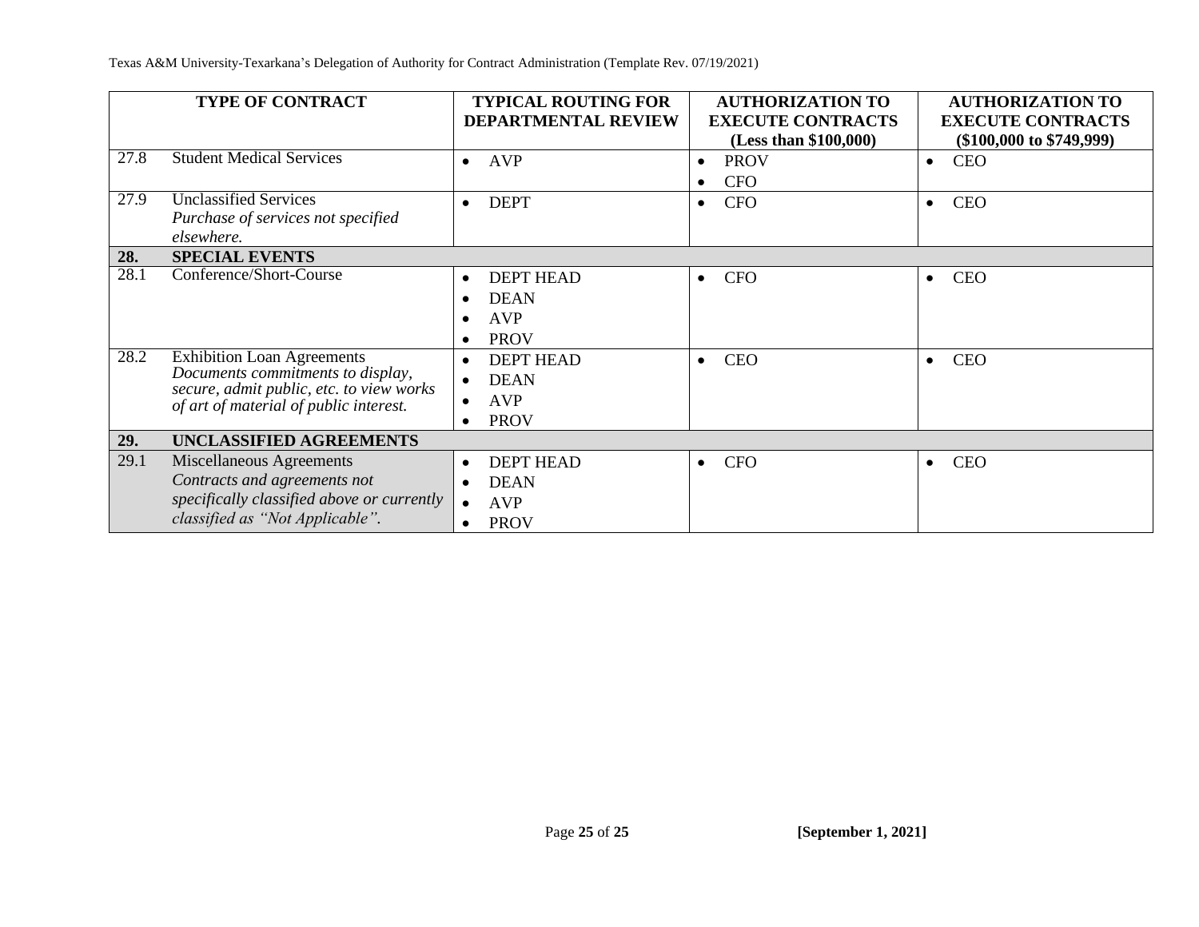| TYPE OF CONTRACT | | TYPICAL ROUTING FOR DEPARTMENTAL REVIEW | AUTHORIZATION TO EXECUTE CONTRACTS (Less than $100,000) | AUTHORIZATION TO EXECUTE CONTRACTS ($100,000 to $749,999) |
|---|---|---|---|---|
| 27.8 | Student Medical Services | • AVP | • PROV<br>• CFO | • CEO |
| 27.9 | Unclassified Services<br>*Purchase of services not specified elsewhere.* | • DEPT | • CFO | • CEO |
| **28.** | **SPECIAL EVENTS** | | | |
| 28.1 | Conference/Short-Course | • DEPT HEAD<br>• DEAN<br>• AVP<br>• PROV | • CFO | • CEO |
| 28.2 | Exhibition Loan Agreements<br>*Documents commitments to display, secure, admit public, etc. to view works of art of material of public interest.* | • DEPT HEAD<br>• DEAN<br>• AVP<br>• PROV | • CEO | • CEO |
| **29.** | **UNCLASSIFIED AGREEMENTS** | | | |
| 29.1 | Miscellaneous Agreements<br>*Contracts and agreements not specifically classified above or currently classified as "Not Applicable".* | • DEPT HEAD<br>• DEAN<br>• AVP<br>• PROV | • CFO | • CEO |

**[September 1, 2021]**